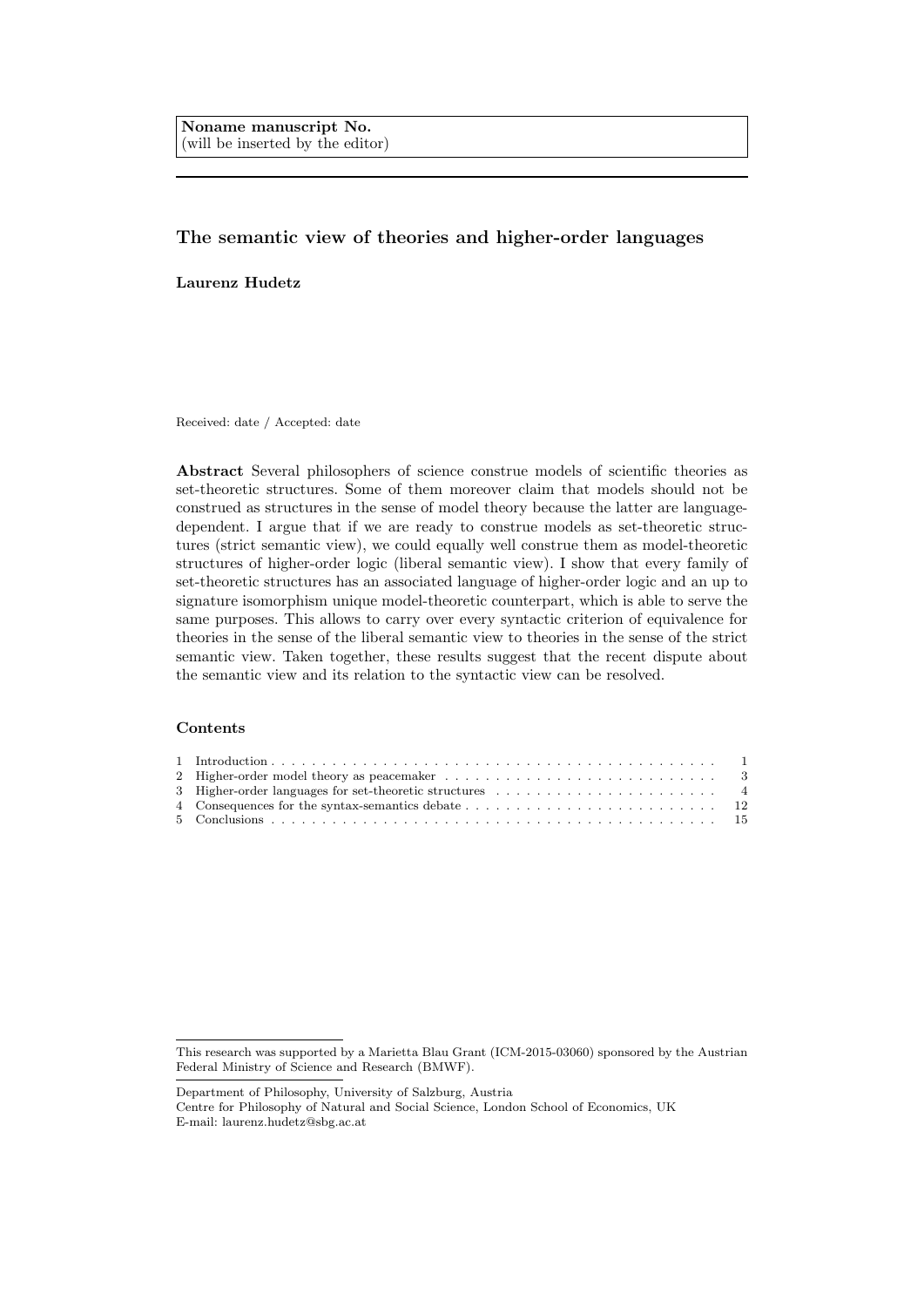**Noname manuscript No.**
(will be inserted by the editor)

# The semantic view of theories and higher-order languages

**Laurenz Hudetz**

Received: date / Accepted: date

**Abstract** Several philosophers of science construe models of scientific theories as set-theoretic structures. Some of them moreover claim that models should not be construed as structures in the sense of model theory because the latter are language-dependent. I argue that if we are ready to construe models as set-theoretic structures (strict semantic view), we could equally well construe them as model-theoretic structures of higher-order logic (liberal semantic view). I show that every family of set-theoretic structures has an associated language of higher-order logic and an up to signature isomorphism unique model-theoretic counterpart, which is able to serve the same purposes. This allows to carry over every syntactic criterion of equivalence for theories in the sense of the liberal semantic view to theories in the sense of the strict semantic view. Taken together, these results suggest that the recent dispute about the semantic view and its relation to the syntactic view can be resolved.

## Contents

1 Introduction . . . 1
2 Higher-order model theory as peacemaker . . . 3
3 Higher-order languages for set-theoretic structures . . . 4
4 Consequences for the syntax-semantics debate . . . 12
5 Conclusions . . . 15

---

This research was supported by a Marietta Blau Grant (ICM-2015-03060) sponsored by the Austrian Federal Ministry of Science and Research (BMWF).

Department of Philosophy, University of Salzburg, Austria
Centre for Philosophy of Natural and Social Science, London School of Economics, UK
E-mail: laurenz.hudetz@sbg.ac.at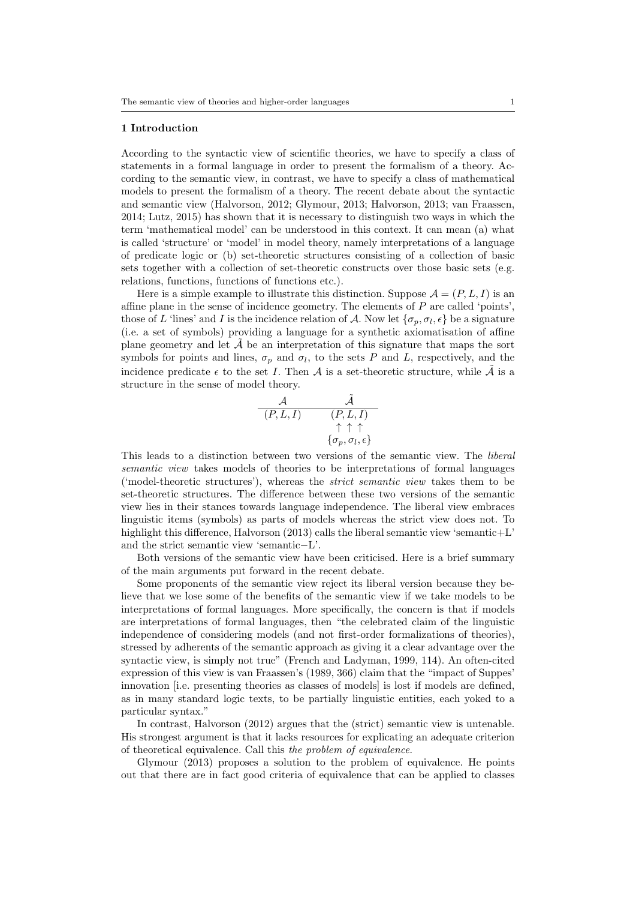## 1 Introduction

According to the syntactic view of scientific theories, we have to specify a class of statements in a formal language in order to present the formalism of a theory. According to the semantic view, in contrast, we have to specify a class of mathematical models to present the formalism of a theory. The recent debate about the syntactic and semantic view (Halvorson, 2012; Glymour, 2013; Halvorson, 2013; van Fraassen, 2014; Lutz, 2015) has shown that it is necessary to distinguish two ways in which the term 'mathematical model' can be understood in this context. It can mean (a) what is called 'structure' or 'model' in model theory, namely interpretations of a language of predicate logic or (b) set-theoretic structures consisting of a collection of basic sets together with a collection of set-theoretic constructs over those basic sets (e.g. relations, functions, functions of functions etc.).

Here is a simple example to illustrate this distinction. Suppose $\mathcal{A} = (P, L, I)$ is an affine plane in the sense of incidence geometry. The elements of $P$ are called 'points', those of $L$ 'lines' and $I$ is the incidence relation of $\mathcal{A}$. Now let $\{\sigma_p, \sigma_l, \epsilon\}$ be a signature (i.e. a set of symbols) providing a language for a synthetic axiomatisation of affine plane geometry and let $\tilde{\mathcal{A}}$ be an interpretation of this signature that maps the sort symbols for points and lines, $\sigma_p$ and $\sigma_l$, to the sets $P$ and $L$, respectively, and the incidence predicate $\epsilon$ to the set $I$. Then $\mathcal{A}$ is a set-theoretic structure, while $\tilde{\mathcal{A}}$ is a structure in the sense of model theory.

$$
\begin{array}{cc}
\mathcal{A} & \tilde{\mathcal{A}} \\
\hline
(P, L, I) & (P, L, I) \\
 & \uparrow \uparrow \uparrow \\
 & \{\sigma_p, \sigma_l, \epsilon\}
\end{array}
$$

This leads to a distinction between two versions of the semantic view. The *liberal semantic view* takes models of theories to be interpretations of formal languages ('model-theoretic structures'), whereas the *strict semantic view* takes them to be set-theoretic structures. The difference between these two versions of the semantic view lies in their stances towards language independence. The liberal view embraces linguistic items (symbols) as parts of models whereas the strict view does not. To highlight this difference, Halvorson (2013) calls the liberal semantic view 'semantic+L' and the strict semantic view 'semantic−L'.

Both versions of the semantic view have been criticised. Here is a brief summary of the main arguments put forward in the recent debate.

Some proponents of the semantic view reject its liberal version because they believe that we lose some of the benefits of the semantic view if we take models to be interpretations of formal languages. More specifically, the concern is that if models are interpretations of formal languages, then "the celebrated claim of the linguistic independence of considering models (and not first-order formalizations of theories), stressed by adherents of the semantic approach as giving it a clear advantage over the syntactic view, is simply not true" (French and Ladyman, 1999, 114). An often-cited expression of this view is van Fraassen's (1989, 366) claim that the "impact of Suppes' innovation [i.e. presenting theories as classes of models] is lost if models are defined, as in many standard logic texts, to be partially linguistic entities, each yoked to a particular syntax."

In contrast, Halvorson (2012) argues that the (strict) semantic view is untenable. His strongest argument is that it lacks resources for explicating an adequate criterion of theoretical equivalence. Call this *the problem of equivalence*.

Glymour (2013) proposes a solution to the problem of equivalence. He points out that there are in fact good criteria of equivalence that can be applied to classes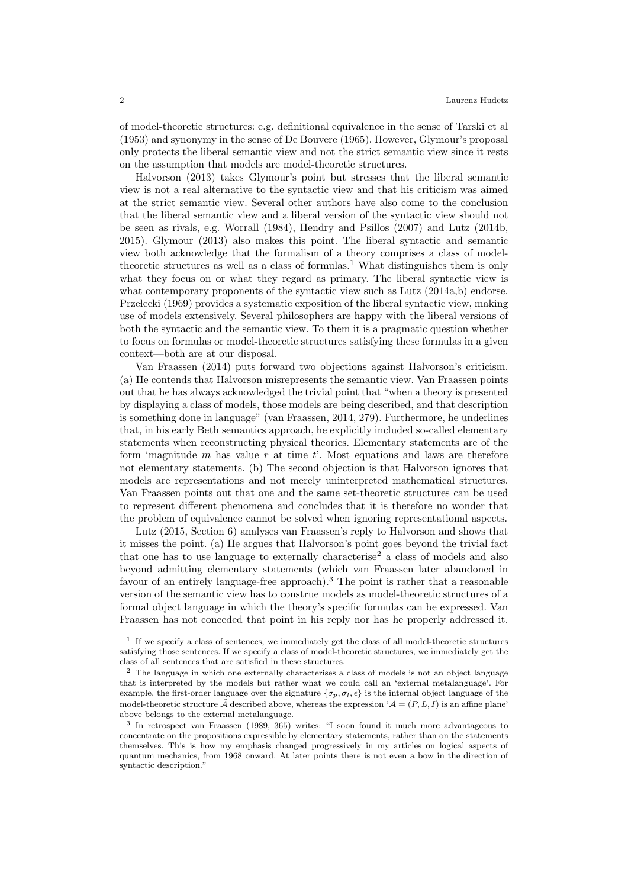of model-theoretic structures: e.g. definitional equivalence in the sense of Tarski et al (1953) and synonymy in the sense of De Bouvere (1965). However, Glymour's proposal only protects the liberal semantic view and not the strict semantic view since it rests on the assumption that models are model-theoretic structures.

Halvorson (2013) takes Glymour's point but stresses that the liberal semantic view is not a real alternative to the syntactic view and that his criticism was aimed at the strict semantic view. Several other authors have also come to the conclusion that the liberal semantic view and a liberal version of the syntactic view should not be seen as rivals, e.g. Worrall (1984), Hendry and Psillos (2007) and Lutz (2014b, 2015). Glymour (2013) also makes this point. The liberal syntactic and semantic view both acknowledge that the formalism of a theory comprises a class of model-theoretic structures as well as a class of formulas.[1] What distinguishes them is only what they focus on or what they regard as primary. The liberal syntactic view is what contemporary proponents of the syntactic view such as Lutz (2014a,b) endorse. Przełecki (1969) provides a systematic exposition of the liberal syntactic view, making use of models extensively. Several philosophers are happy with the liberal versions of both the syntactic and the semantic view. To them it is a pragmatic question whether to focus on formulas or model-theoretic structures satisfying these formulas in a given context—both are at our disposal.

Van Fraassen (2014) puts forward two objections against Halvorson's criticism. (a) He contends that Halvorson misrepresents the semantic view. Van Fraassen points out that he has always acknowledged the trivial point that "when a theory is presented by displaying a class of models, those models are being described, and that description is something done in language" (van Fraassen, 2014, 279). Furthermore, he underlines that, in his early Beth semantics approach, he explicitly included so-called elementary statements when reconstructing physical theories. Elementary statements are of the form 'magnitude $m$ has value $r$ at time $t$'. Most equations and laws are therefore not elementary statements. (b) The second objection is that Halvorson ignores that models are representations and not merely uninterpreted mathematical structures. Van Fraassen points out that one and the same set-theoretic structures can be used to represent different phenomena and concludes that it is therefore no wonder that the problem of equivalence cannot be solved when ignoring representational aspects.

Lutz (2015, Section 6) analyses van Fraassen's reply to Halvorson and shows that it misses the point. (a) He argues that Halvorson's point goes beyond the trivial fact that one has to use language to externally characterise[2] a class of models and also beyond admitting elementary statements (which van Fraassen later abandoned in favour of an entirely language-free approach).[3] The point is rather that a reasonable version of the semantic view has to construe models as model-theoretic structures of a formal object language in which the theory's specific formulas can be expressed. Van Fraassen has not conceded that point in his reply nor has he properly addressed it.

[1] If we specify a class of sentences, we immediately get the class of all model-theoretic structures satisfying those sentences. If we specify a class of model-theoretic structures, we immediately get the class of all sentences that are satisfied in these structures.

[2] The language in which one externally characterises a class of models is not an object language that is interpreted by the models but rather what we could call an 'external metalanguage'. For example, the first-order language over the signature $\{\sigma_p, \sigma_l, \epsilon\}$ is the internal object language of the model-theoretic structure $\tilde{\mathcal{A}}$ described above, whereas the expression '$\mathcal{A} = (P, L, I)$ is an affine plane' above belongs to the external metalanguage.

[3] In retrospect van Fraassen (1989, 365) writes: "I soon found it much more advantageous to concentrate on the propositions expressible by elementary statements, rather than on the statements themselves. This is how my emphasis changed progressively in my articles on logical aspects of quantum mechanics, from 1968 onward. At later points there is not even a bow in the direction of syntactic description."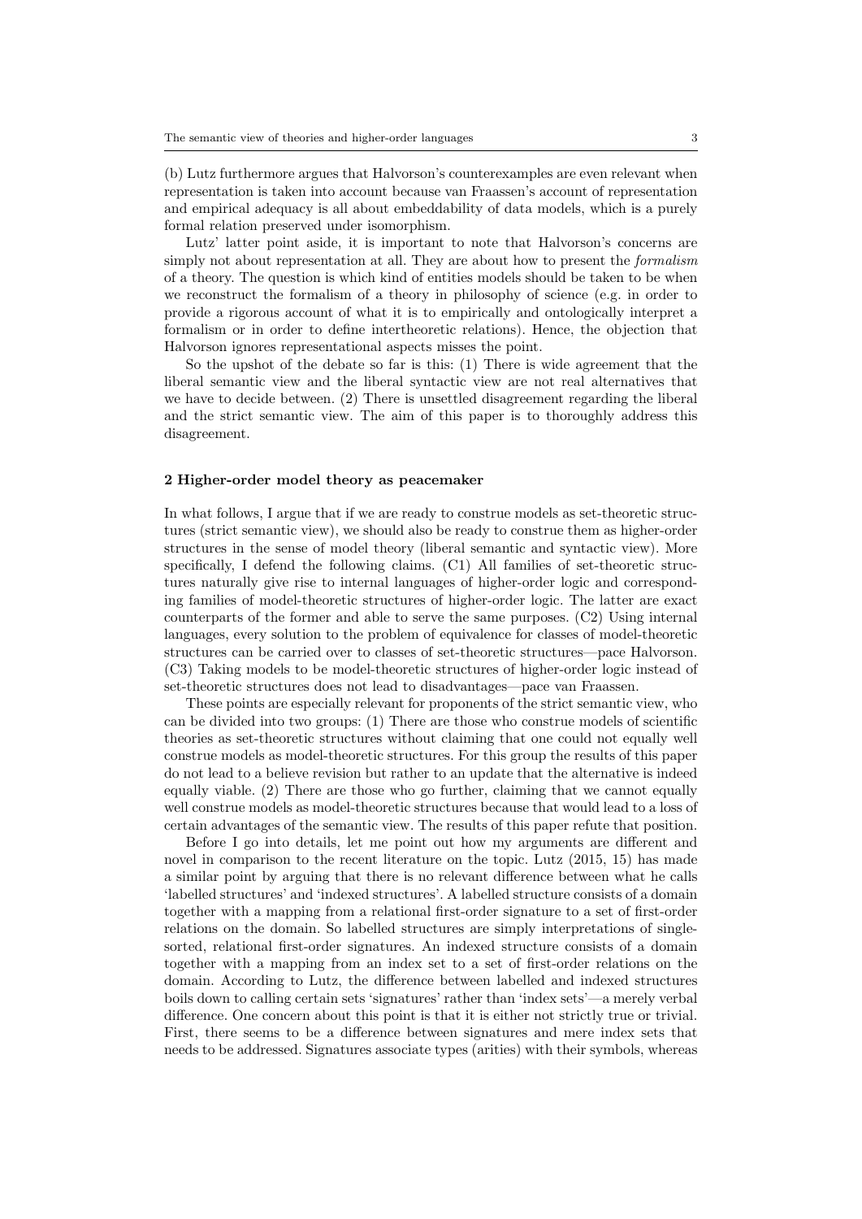(b) Lutz furthermore argues that Halvorson's counterexamples are even relevant when representation is taken into account because van Fraassen's account of representation and empirical adequacy is all about embeddability of data models, which is a purely formal relation preserved under isomorphism.

Lutz' latter point aside, it is important to note that Halvorson's concerns are simply not about representation at all. They are about how to present the *formalism* of a theory. The question is which kind of entities models should be taken to be when we reconstruct the formalism of a theory in philosophy of science (e.g. in order to provide a rigorous account of what it is to empirically and ontologically interpret a formalism or in order to define intertheoretic relations). Hence, the objection that Halvorson ignores representational aspects misses the point.

So the upshot of the debate so far is this: (1) There is wide agreement that the liberal semantic view and the liberal syntactic view are not real alternatives that we have to decide between. (2) There is unsettled disagreement regarding the liberal and the strict semantic view. The aim of this paper is to thoroughly address this disagreement.

## 2 Higher-order model theory as peacemaker

In what follows, I argue that if we are ready to construe models as set-theoretic structures (strict semantic view), we should also be ready to construe them as higher-order structures in the sense of model theory (liberal semantic and syntactic view). More specifically, I defend the following claims. (C1) All families of set-theoretic structures naturally give rise to internal languages of higher-order logic and corresponding families of model-theoretic structures of higher-order logic. The latter are exact counterparts of the former and able to serve the same purposes. (C2) Using internal languages, every solution to the problem of equivalence for classes of model-theoretic structures can be carried over to classes of set-theoretic structures—pace Halvorson. (C3) Taking models to be model-theoretic structures of higher-order logic instead of set-theoretic structures does not lead to disadvantages—pace van Fraassen.

These points are especially relevant for proponents of the strict semantic view, who can be divided into two groups: (1) There are those who construe models of scientific theories as set-theoretic structures without claiming that one could not equally well construe models as model-theoretic structures. For this group the results of this paper do not lead to a believe revision but rather to an update that the alternative is indeed equally viable. (2) There are those who go further, claiming that we cannot equally well construe models as model-theoretic structures because that would lead to a loss of certain advantages of the semantic view. The results of this paper refute that position.

Before I go into details, let me point out how my arguments are different and novel in comparison to the recent literature on the topic. Lutz (2015, 15) has made a similar point by arguing that there is no relevant difference between what he calls 'labelled structures' and 'indexed structures'. A labelled structure consists of a domain together with a mapping from a relational first-order signature to a set of first-order relations on the domain. So labelled structures are simply interpretations of single-sorted, relational first-order signatures. An indexed structure consists of a domain together with a mapping from an index set to a set of first-order relations on the domain. According to Lutz, the difference between labelled and indexed structures boils down to calling certain sets 'signatures' rather than 'index sets'—a merely verbal difference. One concern about this point is that it is either not strictly true or trivial. First, there seems to be a difference between signatures and mere index sets that needs to be addressed. Signatures associate types (arities) with their symbols, whereas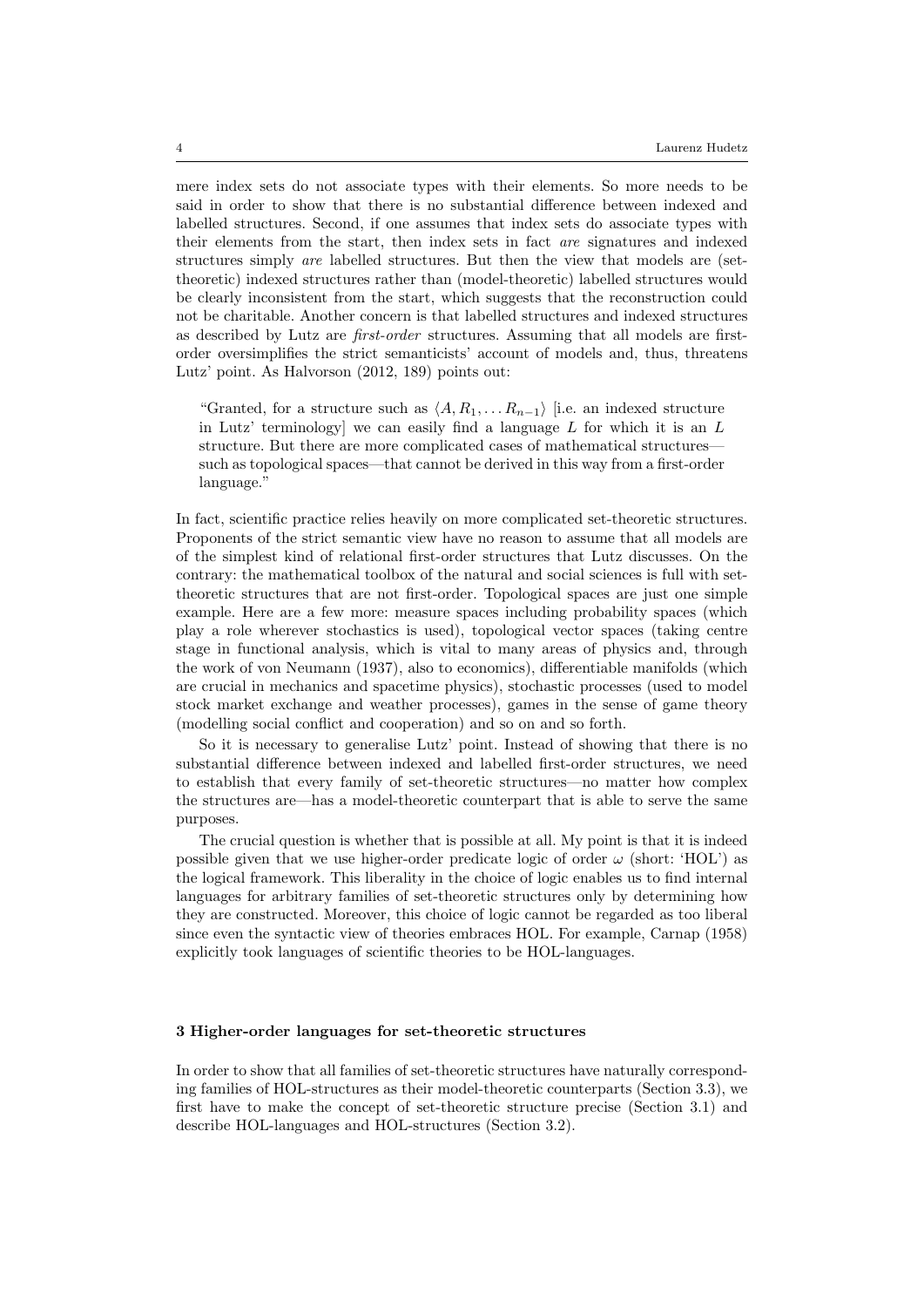mere index sets do not associate types with their elements. So more needs to be said in order to show that there is no substantial difference between indexed and labelled structures. Second, if one assumes that index sets do associate types with their elements from the start, then index sets in fact *are* signatures and indexed structures simply *are* labelled structures. But then the view that models are (set-theoretic) indexed structures rather than (model-theoretic) labelled structures would be clearly inconsistent from the start, which suggests that the reconstruction could not be charitable. Another concern is that labelled structures and indexed structures as described by Lutz are *first-order* structures. Assuming that all models are first-order oversimplifies the strict semanticists' account of models and, thus, threatens Lutz' point. As Halvorson (2012, 189) points out:

> "Granted, for a structure such as $\langle A, R_1, \ldots R_{n-1}\rangle$ [i.e. an indexed structure in Lutz' terminology] we can easily find a language $L$ for which it is an $L$ structure. But there are more complicated cases of mathematical structures—such as topological spaces—that cannot be derived in this way from a first-order language."

In fact, scientific practice relies heavily on more complicated set-theoretic structures. Proponents of the strict semantic view have no reason to assume that all models are of the simplest kind of relational first-order structures that Lutz discusses. On the contrary: the mathematical toolbox of the natural and social sciences is full with set-theoretic structures that are not first-order. Topological spaces are just one simple example. Here are a few more: measure spaces including probability spaces (which play a role wherever stochastics is used), topological vector spaces (taking centre stage in functional analysis, which is vital to many areas of physics and, through the work of von Neumann (1937), also to economics), differentiable manifolds (which are crucial in mechanics and spacetime physics), stochastic processes (used to model stock market exchange and weather processes), games in the sense of game theory (modelling social conflict and cooperation) and so on and so forth.

So it is necessary to generalise Lutz' point. Instead of showing that there is no substantial difference between indexed and labelled first-order structures, we need to establish that every family of set-theoretic structures—no matter how complex the structures are—has a model-theoretic counterpart that is able to serve the same purposes.

The crucial question is whether that is possible at all. My point is that it is indeed possible given that we use higher-order predicate logic of order $\omega$ (short: 'HOL') as the logical framework. This liberality in the choice of logic enables us to find internal languages for arbitrary families of set-theoretic structures only by determining how they are constructed. Moreover, this choice of logic cannot be regarded as too liberal since even the syntactic view of theories embraces HOL. For example, Carnap (1958) explicitly took languages of scientific theories to be HOL-languages.

## 3 Higher-order languages for set-theoretic structures

In order to show that all families of set-theoretic structures have naturally corresponding families of HOL-structures as their model-theoretic counterparts (Section 3.3), we first have to make the concept of set-theoretic structure precise (Section 3.1) and describe HOL-languages and HOL-structures (Section 3.2).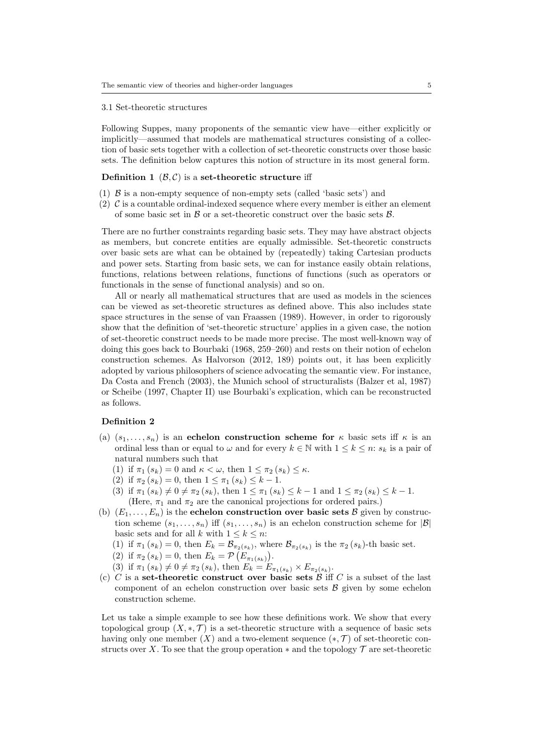### 3.1 Set-theoretic structures

Following Suppes, many proponents of the semantic view have—either explicitly or implicitly—assumed that models are mathematical structures consisting of a collection of basic sets together with a collection of set-theoretic constructs over those basic sets. The definition below captures this notion of structure in its most general form.

**Definition 1** $(\mathcal{B}, \mathcal{C})$ is a **set-theoretic structure** iff

(1) $\mathcal{B}$ is a non-empty sequence of non-empty sets (called 'basic sets') and
(2) $\mathcal{C}$ is a countable ordinal-indexed sequence where every member is either an element of some basic set in $\mathcal{B}$ or a set-theoretic construct over the basic sets $\mathcal{B}$.

There are no further constraints regarding basic sets. They may have abstract objects as members, but concrete entities are equally admissible. Set-theoretic constructs over basic sets are what can be obtained by (repeatedly) taking Cartesian products and power sets. Starting from basic sets, we can for instance easily obtain relations, functions, relations between relations, functions of functions (such as operators or functionals in the sense of functional analysis) and so on.

All or nearly all mathematical structures that are used as models in the sciences can be viewed as set-theoretic structures as defined above. This also includes state space structures in the sense of van Fraassen (1989). However, in order to rigorously show that the definition of 'set-theoretic structure' applies in a given case, the notion of set-theoretic construct needs to be made more precise. The most well-known way of doing this goes back to Bourbaki (1968, 259–260) and rests on their notion of echelon construction schemes. As Halvorson (2012, 189) points out, it has been explicitly adopted by various philosophers of science advocating the semantic view. For instance, Da Costa and French (2003), the Munich school of structuralists (Balzer et al, 1987) or Scheibe (1997, Chapter II) use Bourbaki's explication, which can be reconstructed as follows.

**Definition 2**

(a) $(s_1, \ldots, s_n)$ is an **echelon construction scheme for** $\kappa$ basic sets iff $\kappa$ is an ordinal less than or equal to $\omega$ and for every $k \in \mathbb{N}$ with $1 \leq k \leq n$: $s_k$ is a pair of natural numbers such that
   (1) if $\pi_1(s_k) = 0$ and $\kappa < \omega$, then $1 \leq \pi_2(s_k) \leq \kappa$.
   (2) if $\pi_2(s_k) = 0$, then $1 \leq \pi_1(s_k) \leq k - 1$.
   (3) if $\pi_1(s_k) \neq 0 \neq \pi_2(s_k)$, then $1 \leq \pi_1(s_k) \leq k - 1$ and $1 \leq \pi_2(s_k) \leq k - 1$.
   (Here, $\pi_1$ and $\pi_2$ are the canonical projections for ordered pairs.)
(b) $(E_1, \ldots, E_n)$ is the **echelon construction over basic sets** $\mathcal{B}$ given by construction scheme $(s_1, \ldots, s_n)$ iff $(s_1, \ldots, s_n)$ is an echelon construction scheme for $|\mathcal{B}|$ basic sets and for all $k$ with $1 \leq k \leq n$:
   (1) if $\pi_1(s_k) = 0$, then $E_k = \mathcal{B}_{\pi_2(s_k)}$, where $\mathcal{B}_{\pi_2(s_k)}$ is the $\pi_2(s_k)$-th basic set.
   (2) if $\pi_2(s_k) = 0$, then $E_k = \mathcal{P}\left(E_{\pi_1(s_k)}\right)$.
   (3) if $\pi_1(s_k) \neq 0 \neq \pi_2(s_k)$, then $E_k = E_{\pi_1(s_k)} \times E_{\pi_2(s_k)}$.
(c) $C$ is a **set-theoretic construct over basic sets** $\mathcal{B}$ iff $C$ is a subset of the last component of an echelon construction over basic sets $\mathcal{B}$ given by some echelon construction scheme.

Let us take a simple example to see how these definitions work. We show that every topological group $(X, *, \mathcal{T})$ is a set-theoretic structure with a sequence of basic sets having only one member $(X)$ and a two-element sequence $(*, \mathcal{T})$ of set-theoretic constructs over $X$. To see that the group operation $*$ and the topology $\mathcal{T}$ are set-theoretic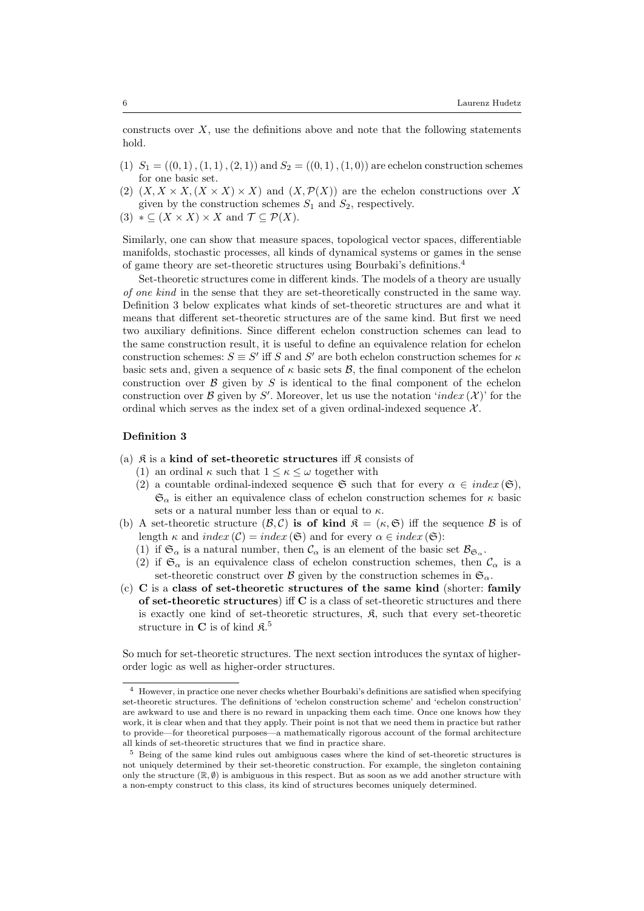constructs over $X$, use the definitions above and note that the following statements hold.

(1) $S_1 = ((0,1),(1,1),(2,1))$ and $S_2 = ((0,1),(1,0))$ are echelon construction schemes for one basic set.
(2) $(X, X \times X, (X \times X) \times X)$ and $(X, \mathcal{P}(X))$ are the echelon constructions over $X$ given by the construction schemes $S_1$ and $S_2$, respectively.
(3) $* \subseteq (X \times X) \times X$ and $\mathcal{T} \subseteq \mathcal{P}(X)$.

Similarly, one can show that measure spaces, topological vector spaces, differentiable manifolds, stochastic processes, all kinds of dynamical systems or games in the sense of game theory are set-theoretic structures using Bourbaki's definitions.[4]

Set-theoretic structures come in different kinds. The models of a theory are usually *of one kind* in the sense that they are set-theoretically constructed in the same way. Definition 3 below explicates what kinds of set-theoretic structures are and what it means that different set-theoretic structures are of the same kind. But first we need two auxiliary definitions. Since different echelon construction schemes can lead to the same construction result, it is useful to define an equivalence relation for echelon construction schemes: $S \equiv S'$ iff $S$ and $S'$ are both echelon construction schemes for $\kappa$ basic sets and, given a sequence of $\kappa$ basic sets $\mathcal{B}$, the final component of the echelon construction over $\mathcal{B}$ given by $S$ is identical to the final component of the echelon construction over $\mathcal{B}$ given by $S'$. Moreover, let us use the notation '$index\,(\mathcal{X})$' for the ordinal which serves as the index set of a given ordinal-indexed sequence $\mathcal{X}$.

#### Definition 3

(a) $\mathfrak{K}$ is a **kind of set-theoretic structures** iff $\mathfrak{K}$ consists of
  (1) an ordinal $\kappa$ such that $1 \leq \kappa \leq \omega$ together with
  (2) a countable ordinal-indexed sequence $\mathfrak{S}$ such that for every $\alpha \in index\,(\mathfrak{S})$, $\mathfrak{S}_\alpha$ is either an equivalence class of echelon construction schemes for $\kappa$ basic sets or a natural number less than or equal to $\kappa$.

(b) A set-theoretic structure $(\mathcal{B}, \mathcal{C})$ **is of kind** $\mathfrak{K} = (\kappa, \mathfrak{S})$ iff the sequence $\mathcal{B}$ is of length $\kappa$ and $index\,(\mathcal{C}) = index\,(\mathfrak{S})$ and for every $\alpha \in index\,(\mathfrak{S})$:
  (1) if $\mathfrak{S}_\alpha$ is a natural number, then $\mathcal{C}_\alpha$ is an element of the basic set $\mathcal{B}_{\mathfrak{S}_\alpha}$.
  (2) if $\mathfrak{S}_\alpha$ is an equivalence class of echelon construction schemes, then $\mathcal{C}_\alpha$ is a set-theoretic construct over $\mathcal{B}$ given by the construction schemes in $\mathfrak{S}_\alpha$.

(c) **C** is a **class of set-theoretic structures of the same kind** (shorter: **family of set-theoretic structures**) iff **C** is a class of set-theoretic structures and there is exactly one kind of set-theoretic structures, $\mathfrak{K}$, such that every set-theoretic structure in **C** is of kind $\mathfrak{K}$.[5]

So much for set-theoretic structures. The next section introduces the syntax of higher-order logic as well as higher-order structures.

---

[4] However, in practice one never checks whether Bourbaki's definitions are satisfied when specifying set-theoretic structures. The definitions of 'echelon construction scheme' and 'echelon construction' are awkward to use and there is no reward in unpacking them each time. Once one knows how they work, it is clear when and that they apply. Their point is not that we need them in practice but rather to provide—for theoretical purposes—a mathematically rigorous account of the formal architecture all kinds of set-theoretic structures that we find in practice share.

[5] Being of the same kind rules out ambiguous cases where the kind of set-theoretic structures is not uniquely determined by their set-theoretic construction. For example, the singleton containing only the structure $(\mathbb{R}, \emptyset)$ is ambiguous in this respect. But as soon as we add another structure with a non-empty construct to this class, its kind of structures becomes uniquely determined.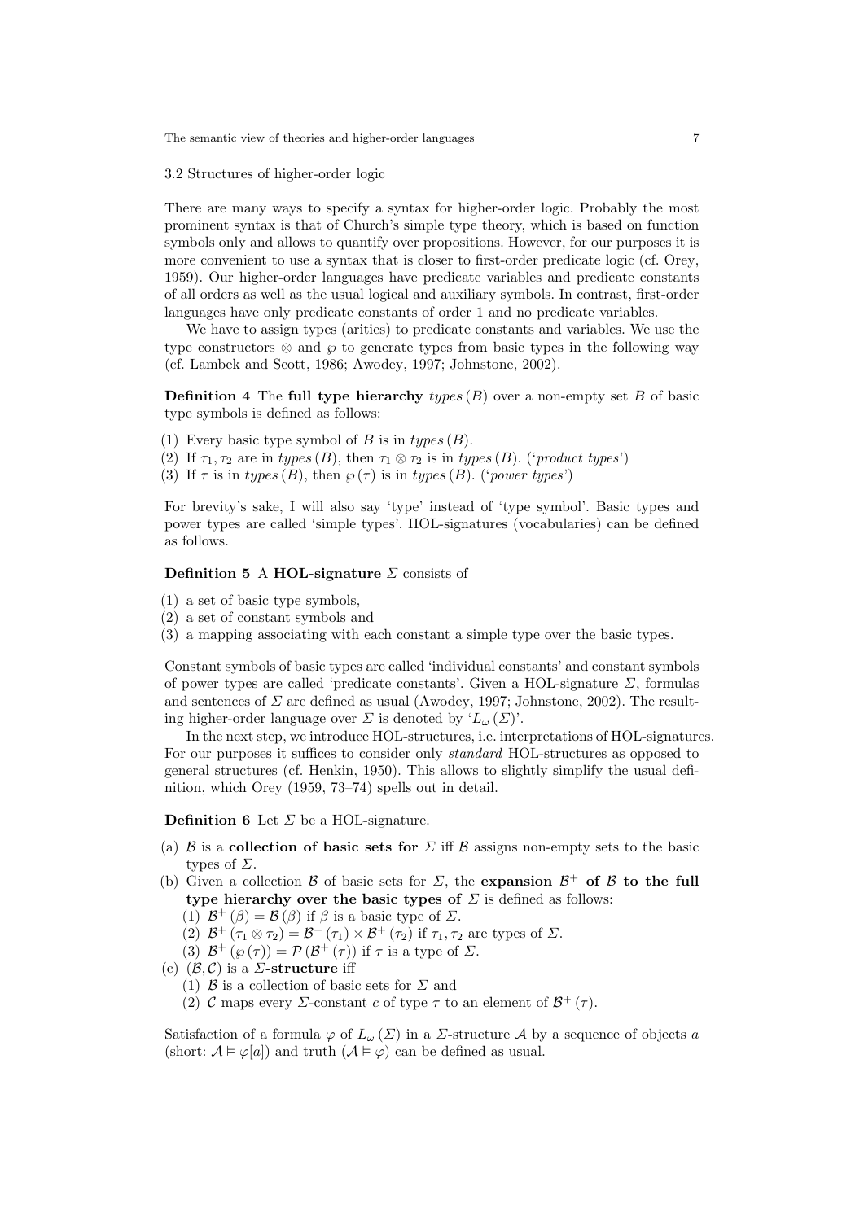### 3.2 Structures of higher-order logic

There are many ways to specify a syntax for higher-order logic. Probably the most prominent syntax is that of Church's simple type theory, which is based on function symbols only and allows to quantify over propositions. However, for our purposes it is more convenient to use a syntax that is closer to first-order predicate logic (cf. Orey, 1959). Our higher-order languages have predicate variables and predicate constants of all orders as well as the usual logical and auxiliary symbols. In contrast, first-order languages have only predicate constants of order 1 and no predicate variables.

We have to assign types (arities) to predicate constants and variables. We use the type constructors $\otimes$ and $\wp$ to generate types from basic types in the following way (cf. Lambek and Scott, 1986; Awodey, 1997; Johnstone, 2002).

**Definition 4** The **full type hierarchy** *types* $(B)$ over a non-empty set $B$ of basic type symbols is defined as follows:

(1) Every basic type symbol of $B$ is in *types* $(B)$.
(2) If $\tau_1, \tau_2$ are in *types* $(B)$, then $\tau_1 \otimes \tau_2$ is in *types* $(B)$. ('*product types*')
(3) If $\tau$ is in *types* $(B)$, then $\wp(\tau)$ is in *types* $(B)$. ('*power types*')

For brevity's sake, I will also say 'type' instead of 'type symbol'. Basic types and power types are called 'simple types'. HOL-signatures (vocabularies) can be defined as follows.

**Definition 5** A **HOL-signature** $\Sigma$ consists of

(1) a set of basic type symbols,
(2) a set of constant symbols and
(3) a mapping associating with each constant a simple type over the basic types.

Constant symbols of basic types are called 'individual constants' and constant symbols of power types are called 'predicate constants'. Given a HOL-signature $\Sigma$, formulas and sentences of $\Sigma$ are defined as usual (Awodey, 1997; Johnstone, 2002). The resulting higher-order language over $\Sigma$ is denoted by '$L_\omega(\Sigma)$'.

In the next step, we introduce HOL-structures, i.e. interpretations of HOL-signatures. For our purposes it suffices to consider only *standard* HOL-structures as opposed to general structures (cf. Henkin, 1950). This allows to slightly simplify the usual definition, which Orey (1959, 73–74) spells out in detail.

**Definition 6** Let $\Sigma$ be a HOL-signature.

(a) $\mathcal{B}$ is a **collection of basic sets for** $\Sigma$ iff $\mathcal{B}$ assigns non-empty sets to the basic types of $\Sigma$.
(b) Given a collection $\mathcal{B}$ of basic sets for $\Sigma$, the **expansion** $\mathcal{B}^+$ **of** $\mathcal{B}$ **to the full type hierarchy over the basic types of** $\Sigma$ is defined as follows:
   (1) $\mathcal{B}^+(\beta) = \mathcal{B}(\beta)$ if $\beta$ is a basic type of $\Sigma$.
   (2) $\mathcal{B}^+(\tau_1 \otimes \tau_2) = \mathcal{B}^+(\tau_1) \times \mathcal{B}^+(\tau_2)$ if $\tau_1, \tau_2$ are types of $\Sigma$.
   (3) $\mathcal{B}^+(\wp(\tau)) = \mathcal{P}(\mathcal{B}^+(\tau))$ if $\tau$ is a type of $\Sigma$.
(c) $(\mathcal{B}, \mathcal{C})$ is a $\Sigma$**-structure** iff
   (1) $\mathcal{B}$ is a collection of basic sets for $\Sigma$ and
   (2) $\mathcal{C}$ maps every $\Sigma$-constant $c$ of type $\tau$ to an element of $\mathcal{B}^+(\tau)$.

Satisfaction of a formula $\varphi$ of $L_\omega(\Sigma)$ in a $\Sigma$-structure $\mathcal{A}$ by a sequence of objects $\overline{a}$ (short: $\mathcal{A} \vDash \varphi[\overline{a}]$) and truth ($\mathcal{A} \vDash \varphi$) can be defined as usual.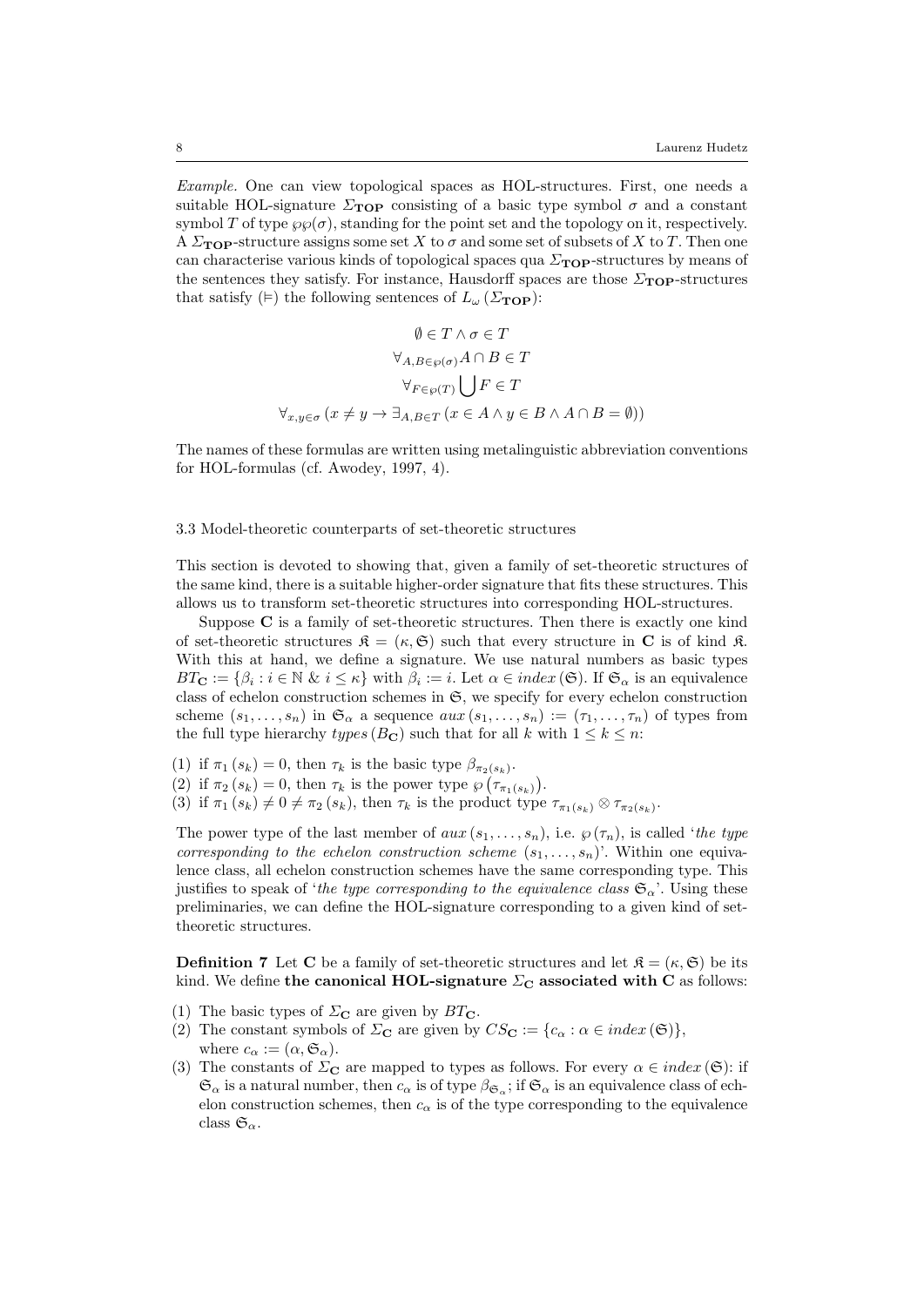*Example.* One can view topological spaces as HOL-structures. First, one needs a suitable HOL-signature $\Sigma_{\mathbf{TOP}}$ consisting of a basic type symbol $\sigma$ and a constant symbol $T$ of type $\wp\wp(\sigma)$, standing for the point set and the topology on it, respectively. A $\Sigma_{\mathbf{TOP}}$-structure assigns some set $X$ to $\sigma$ and some set of subsets of $X$ to $T$. Then one can characterise various kinds of topological spaces qua $\Sigma_{\mathbf{TOP}}$-structures by means of the sentences they satisfy. For instance, Hausdorff spaces are those $\Sigma_{\mathbf{TOP}}$-structures that satisfy ($\vDash$) the following sentences of $L_\omega(\Sigma_{\mathbf{TOP}})$:

$$\emptyset \in T \wedge \sigma \in T$$

$$\forall_{A,B \in \wp(\sigma)} A \cap B \in T$$

$$\forall_{F \in \wp(T)} \bigcup F \in T$$

$$\forall_{x,y \in \sigma} \left(x \neq y \rightarrow \exists_{A,B \in T} \left(x \in A \wedge y \in B \wedge A \cap B = \emptyset\right)\right)$$

The names of these formulas are written using metalinguistic abbreviation conventions for HOL-formulas (cf. Awodey, 1997, 4).

### 3.3 Model-theoretic counterparts of set-theoretic structures

This section is devoted to showing that, given a family of set-theoretic structures of the same kind, there is a suitable higher-order signature that fits these structures. This allows us to transform set-theoretic structures into corresponding HOL-structures.

Suppose $\mathbf{C}$ is a family of set-theoretic structures. Then there is exactly one kind of set-theoretic structures $\mathfrak{K} = (\kappa, \mathfrak{S})$ such that every structure in $\mathbf{C}$ is of kind $\mathfrak{K}$. With this at hand, we define a signature. We use natural numbers as basic types $BT_{\mathbf{C}} := \{\beta_i : i \in \mathbb{N} \;\&\; i \leq \kappa\}$ with $\beta_i := i$. Let $\alpha \in index(\mathfrak{S})$. If $\mathfrak{S}_\alpha$ is an equivalence class of echelon construction schemes in $\mathfrak{S}$, we specify for every echelon construction scheme $(s_1, \ldots, s_n)$ in $\mathfrak{S}_\alpha$ a sequence $aux(s_1, \ldots, s_n) := (\tau_1, \ldots, \tau_n)$ of types from the full type hierarchy $types(B_{\mathbf{C}})$ such that for all $k$ with $1 \leq k \leq n$:

(1) if $\pi_1(s_k) = 0$, then $\tau_k$ is the basic type $\beta_{\pi_2(s_k)}$.
(2) if $\pi_2(s_k) = 0$, then $\tau_k$ is the power type $\wp\left(\tau_{\pi_1(s_k)}\right)$.
(3) if $\pi_1(s_k) \neq 0 \neq \pi_2(s_k)$, then $\tau_k$ is the product type $\tau_{\pi_1(s_k)} \otimes \tau_{\pi_2(s_k)}$.

The power type of the last member of $aux(s_1, \ldots, s_n)$, i.e. $\wp(\tau_n)$, is called '*the type corresponding to the echelon construction scheme* $(s_1, \ldots, s_n)$'. Within one equivalence class, all echelon construction schemes have the same corresponding type. This justifies to speak of '*the type corresponding to the equivalence class* $\mathfrak{S}_\alpha$'. Using these preliminaries, we can define the HOL-signature corresponding to a given kind of set-theoretic structures.

**Definition 7** Let $\mathbf{C}$ be a family of set-theoretic structures and let $\mathfrak{K} = (\kappa, \mathfrak{S})$ be its kind. We define **the canonical HOL-signature $\Sigma_{\mathbf{C}}$ associated with $\mathbf{C}$** as follows:

(1) The basic types of $\Sigma_{\mathbf{C}}$ are given by $BT_{\mathbf{C}}$.
(2) The constant symbols of $\Sigma_{\mathbf{C}}$ are given by $CS_{\mathbf{C}} := \{c_\alpha : \alpha \in index(\mathfrak{S})\}$, where $c_\alpha := (\alpha, \mathfrak{S}_\alpha)$.
(3) The constants of $\Sigma_{\mathbf{C}}$ are mapped to types as follows. For every $\alpha \in index(\mathfrak{S})$: if $\mathfrak{S}_\alpha$ is a natural number, then $c_\alpha$ is of type $\beta_{\mathfrak{S}_\alpha}$; if $\mathfrak{S}_\alpha$ is an equivalence class of echelon construction schemes, then $c_\alpha$ is of the type corresponding to the equivalence class $\mathfrak{S}_\alpha$.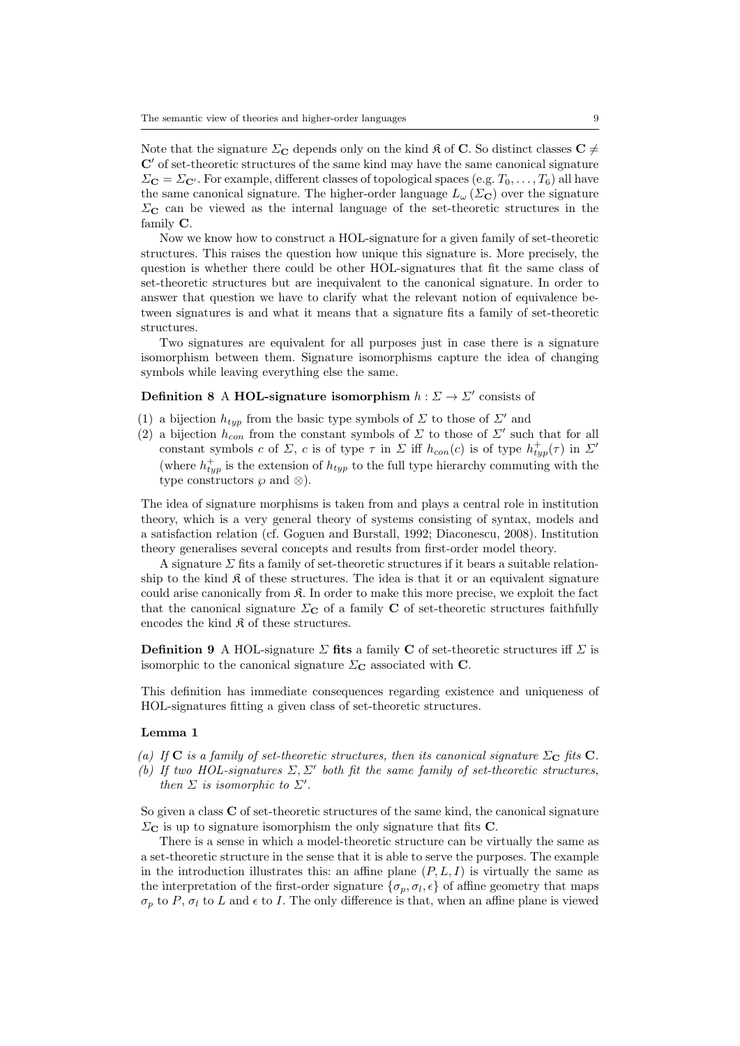Note that the signature $\Sigma_{\mathbf{C}}$ depends only on the kind $\mathfrak{K}$ of $\mathbf{C}$. So distinct classes $\mathbf{C} \neq \mathbf{C}'$ of set-theoretic structures of the same kind may have the same canonical signature $\Sigma_{\mathbf{C}} = \Sigma_{\mathbf{C}'}$. For example, different classes of topological spaces (e.g. $T_0, \ldots, T_6$) all have the same canonical signature. The higher-order language $L_\omega(\Sigma_{\mathbf{C}})$ over the signature $\Sigma_{\mathbf{C}}$ can be viewed as the internal language of the set-theoretic structures in the family $\mathbf{C}$.

Now we know how to construct a HOL-signature for a given family of set-theoretic structures. This raises the question how unique this signature is. More precisely, the question is whether there could be other HOL-signatures that fit the same class of set-theoretic structures but are inequivalent to the canonical signature. In order to answer that question we have to clarify what the relevant notion of equivalence between signatures is and what it means that a signature fits a family of set-theoretic structures.

Two signatures are equivalent for all purposes just in case there is a signature isomorphism between them. Signature isomorphisms capture the idea of changing symbols while leaving everything else the same.

**Definition 8** A **HOL-signature isomorphism** $h : \Sigma \to \Sigma'$ consists of

(1) a bijection $h_{typ}$ from the basic type symbols of $\Sigma$ to those of $\Sigma'$ and
(2) a bijection $h_{con}$ from the constant symbols of $\Sigma$ to those of $\Sigma'$ such that for all constant symbols $c$ of $\Sigma$, $c$ is of type $\tau$ in $\Sigma$ iff $h_{con}(c)$ is of type $h^+_{typ}(\tau)$ in $\Sigma'$ (where $h^+_{typ}$ is the extension of $h_{typ}$ to the full type hierarchy commuting with the type constructors $\wp$ and $\otimes$).

The idea of signature morphisms is taken from and plays a central role in institution theory, which is a very general theory of systems consisting of syntax, models and a satisfaction relation (cf. Goguen and Burstall, 1992; Diaconescu, 2008). Institution theory generalises several concepts and results from first-order model theory.

A signature $\Sigma$ fits a family of set-theoretic structures if it bears a suitable relationship to the kind $\mathfrak{K}$ of these structures. The idea is that it or an equivalent signature could arise canonically from $\mathfrak{K}$. In order to make this more precise, we exploit the fact that the canonical signature $\Sigma_{\mathbf{C}}$ of a family $\mathbf{C}$ of set-theoretic structures faithfully encodes the kind $\mathfrak{K}$ of these structures.

**Definition 9** A HOL-signature $\Sigma$ **fits** a family $\mathbf{C}$ of set-theoretic structures iff $\Sigma$ is isomorphic to the canonical signature $\Sigma_{\mathbf{C}}$ associated with $\mathbf{C}$.

This definition has immediate consequences regarding existence and uniqueness of HOL-signatures fitting a given class of set-theoretic structures.

**Lemma 1**

*(a) If $\mathbf{C}$ is a family of set-theoretic structures, then its canonical signature $\Sigma_{\mathbf{C}}$ fits $\mathbf{C}$.*
*(b) If two HOL-signatures $\Sigma, \Sigma'$ both fit the same family of set-theoretic structures, then $\Sigma$ is isomorphic to $\Sigma'$.*

So given a class $\mathbf{C}$ of set-theoretic structures of the same kind, the canonical signature $\Sigma_{\mathbf{C}}$ is up to signature isomorphism the only signature that fits $\mathbf{C}$.

There is a sense in which a model-theoretic structure can be virtually the same as a set-theoretic structure in the sense that it is able to serve the purposes. The example in the introduction illustrates this: an affine plane $(P, L, I)$ is virtually the same as the interpretation of the first-order signature $\{\sigma_p, \sigma_l, \epsilon\}$ of affine geometry that maps $\sigma_p$ to $P$, $\sigma_l$ to $L$ and $\epsilon$ to $I$. The only difference is that, when an affine plane is viewed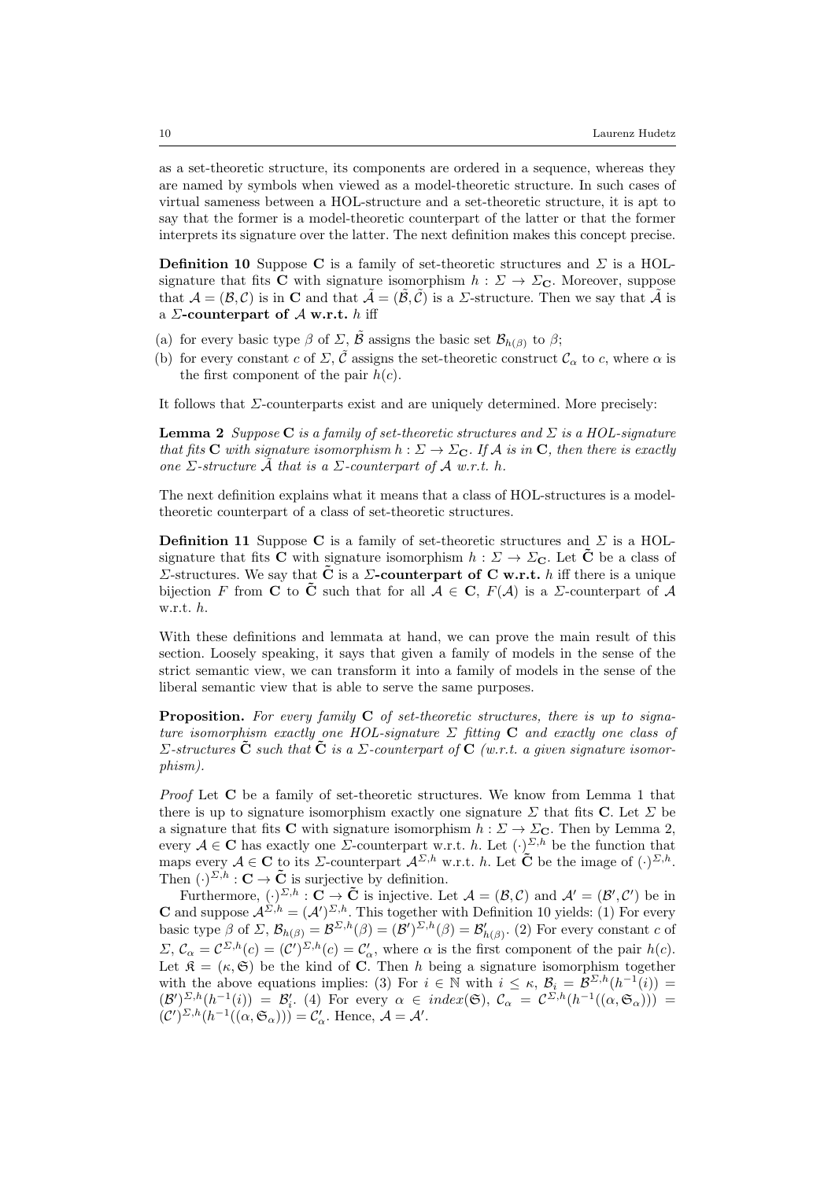as a set-theoretic structure, its components are ordered in a sequence, whereas they are named by symbols when viewed as a model-theoretic structure. In such cases of virtual sameness between a HOL-structure and a set-theoretic structure, it is apt to say that the former is a model-theoretic counterpart of the latter or that the former interprets its signature over the latter. The next definition makes this concept precise.

**Definition 10** Suppose $\mathbf{C}$ is a family of set-theoretic structures and $\Sigma$ is a HOL-signature that fits $\mathbf{C}$ with signature isomorphism $h : \Sigma \to \Sigma_{\mathbf{C}}$. Moreover, suppose that $\mathcal{A} = (\mathcal{B}, \mathcal{C})$ is in $\mathbf{C}$ and that $\tilde{\mathcal{A}} = (\tilde{\mathcal{B}}, \tilde{\mathcal{C}})$ is a $\Sigma$-structure. Then we say that $\tilde{\mathcal{A}}$ is a **$\Sigma$-counterpart of $\mathcal{A}$ w.r.t.** $h$ iff

(a) for every basic type $\beta$ of $\Sigma$, $\tilde{\mathcal{B}}$ assigns the basic set $\mathcal{B}_{h(\beta)}$ to $\beta$;
(b) for every constant $c$ of $\Sigma$, $\tilde{\mathcal{C}}$ assigns the set-theoretic construct $\mathcal{C}_\alpha$ to $c$, where $\alpha$ is the first component of the pair $h(c)$.

It follows that $\Sigma$-counterparts exist and are uniquely determined. More precisely:

**Lemma 2** *Suppose $\mathbf{C}$ is a family of set-theoretic structures and $\Sigma$ is a HOL-signature that fits $\mathbf{C}$ with signature isomorphism $h : \Sigma \to \Sigma_{\mathbf{C}}$. If $\mathcal{A}$ is in $\mathbf{C}$, then there is exactly one $\Sigma$-structure $\tilde{\mathcal{A}}$ that is a $\Sigma$-counterpart of $\mathcal{A}$ w.r.t. $h$.*

The next definition explains what it means that a class of HOL-structures is a model-theoretic counterpart of a class of set-theoretic structures.

**Definition 11** Suppose $\mathbf{C}$ is a family of set-theoretic structures and $\Sigma$ is a HOL-signature that fits $\mathbf{C}$ with signature isomorphism $h : \Sigma \to \Sigma_{\mathbf{C}}$. Let $\tilde{\mathbf{C}}$ be a class of $\Sigma$-structures. We say that $\tilde{\mathbf{C}}$ is a **$\Sigma$-counterpart of $\mathbf{C}$ w.r.t.** $h$ iff there is a unique bijection $F$ from $\mathbf{C}$ to $\tilde{\mathbf{C}}$ such that for all $\mathcal{A} \in \mathbf{C}$, $F(\mathcal{A})$ is a $\Sigma$-counterpart of $\mathcal{A}$ w.r.t. $h$.

With these definitions and lemmata at hand, we can prove the main result of this section. Loosely speaking, it says that given a family of models in the sense of the strict semantic view, we can transform it into a family of models in the sense of the liberal semantic view that is able to serve the same purposes.

**Proposition.** *For every family $\mathbf{C}$ of set-theoretic structures, there is up to signature isomorphism exactly one HOL-signature $\Sigma$ fitting $\mathbf{C}$ and exactly one class of $\Sigma$-structures $\tilde{\mathbf{C}}$ such that $\tilde{\mathbf{C}}$ is a $\Sigma$-counterpart of $\mathbf{C}$ (w.r.t. a given signature isomorphism).*

*Proof* Let $\mathbf{C}$ be a family of set-theoretic structures. We know from Lemma 1 that there is up to signature isomorphism exactly one signature $\Sigma$ that fits $\mathbf{C}$. Let $\Sigma$ be a signature that fits $\mathbf{C}$ with signature isomorphism $h : \Sigma \to \Sigma_{\mathbf{C}}$. Then by Lemma 2, every $\mathcal{A} \in \mathbf{C}$ has exactly one $\Sigma$-counterpart w.r.t. $h$. Let $(\cdot)^{\Sigma,h}$ be the function that maps every $\mathcal{A} \in \mathbf{C}$ to its $\Sigma$-counterpart $\mathcal{A}^{\Sigma,h}$ w.r.t. $h$. Let $\tilde{\mathbf{C}}$ be the image of $(\cdot)^{\Sigma,h}$. Then $(\cdot)^{\Sigma,h} : \mathbf{C} \to \tilde{\mathbf{C}}$ is surjective by definition.

Furthermore, $(\cdot)^{\Sigma,h} : \mathbf{C} \to \tilde{\mathbf{C}}$ is injective. Let $\mathcal{A} = (\mathcal{B}, \mathcal{C})$ and $\mathcal{A}' = (\mathcal{B}', \mathcal{C}')$ be in $\mathbf{C}$ and suppose $\mathcal{A}^{\Sigma,h} = (\mathcal{A}')^{\Sigma,h}$. This together with Definition 10 yields: (1) For every basic type $\beta$ of $\Sigma$, $\mathcal{B}_{h(\beta)} = \mathcal{B}^{\Sigma,h}(\beta) = (\mathcal{B}')^{\Sigma,h}(\beta) = \mathcal{B}'_{h(\beta)}$. (2) For every constant $c$ of $\Sigma$, $\mathcal{C}_\alpha = \mathcal{C}^{\Sigma,h}(c) = (\mathcal{C}')^{\Sigma,h}(c) = \mathcal{C}'_\alpha$, where $\alpha$ is the first component of the pair $h(c)$. Let $\mathfrak{K} = (\kappa, \mathfrak{S})$ be the kind of $\mathbf{C}$. Then $h$ being a signature isomorphism together with the above equations implies: (3) For $i \in \mathbb{N}$ with $i \leq \kappa$, $\mathcal{B}_i = \mathcal{B}^{\Sigma,h}(h^{-1}(i)) = (\mathcal{B}')^{\Sigma,h}(h^{-1}(i)) = \mathcal{B}'_i$. (4) For every $\alpha \in index(\mathfrak{S})$, $\mathcal{C}_\alpha = \mathcal{C}^{\Sigma,h}(h^{-1}((\alpha, \mathfrak{S}_\alpha))) = (\mathcal{C}')^{\Sigma,h}(h^{-1}((\alpha, \mathfrak{S}_\alpha))) = \mathcal{C}'_\alpha$. Hence, $\mathcal{A} = \mathcal{A}'$.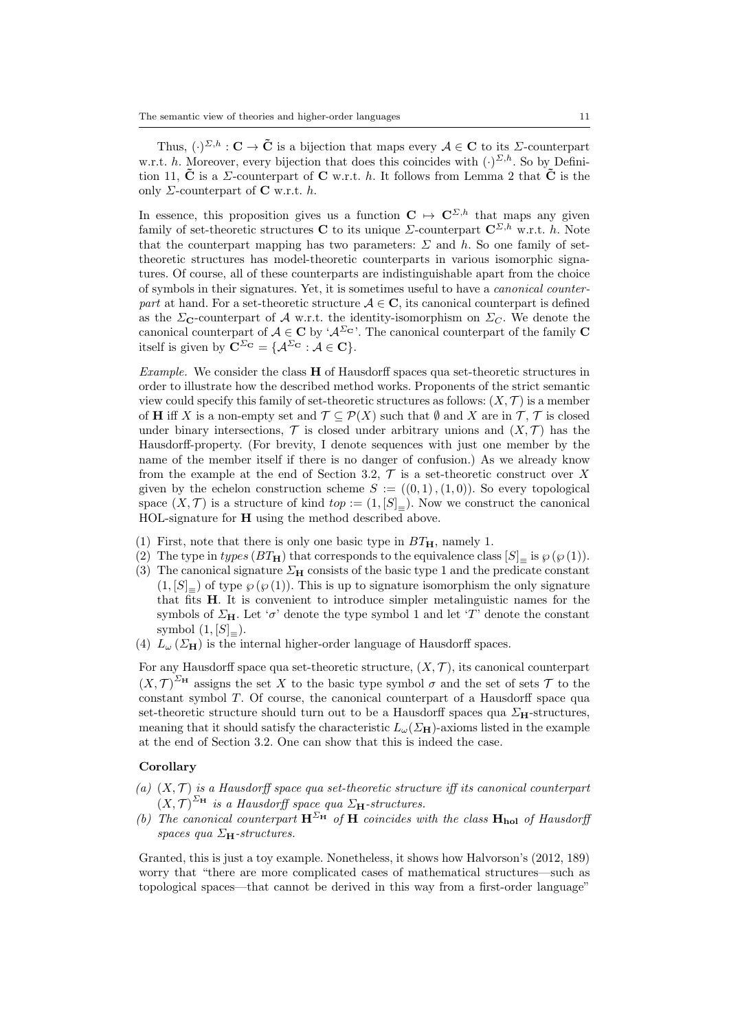Thus, $(\cdot)^{\Sigma,h} : \mathbf{C} \to \tilde{\mathbf{C}}$ is a bijection that maps every $\mathcal{A} \in \mathbf{C}$ to its $\Sigma$-counterpart w.r.t. $h$. Moreover, every bijection that does this coincides with $(\cdot)^{\Sigma,h}$. So by Definition 11, $\tilde{\mathbf{C}}$ is a $\Sigma$-counterpart of $\mathbf{C}$ w.r.t. $h$. It follows from Lemma 2 that $\tilde{\mathbf{C}}$ is the only $\Sigma$-counterpart of $\mathbf{C}$ w.r.t. $h$.

In essence, this proposition gives us a function $\mathbf{C} \mapsto \mathbf{C}^{\Sigma,h}$ that maps any given family of set-theoretic structures $\mathbf{C}$ to its unique $\Sigma$-counterpart $\mathbf{C}^{\Sigma,h}$ w.r.t. $h$. Note that the counterpart mapping has two parameters: $\Sigma$ and $h$. So one family of set-theoretic structures has model-theoretic counterparts in various isomorphic signatures. Of course, all of these counterparts are indistinguishable apart from the choice of symbols in their signatures. Yet, it is sometimes useful to have a *canonical counterpart* at hand. For a set-theoretic structure $\mathcal{A} \in \mathbf{C}$, its canonical counterpart is defined as the $\Sigma_{\mathbf{C}}$-counterpart of $\mathcal{A}$ w.r.t. the identity-isomorphism on $\Sigma_C$. We denote the canonical counterpart of $\mathcal{A} \in \mathbf{C}$ by '$\mathcal{A}^{\Sigma_{\mathbf{C}}}$'. The canonical counterpart of the family $\mathbf{C}$ itself is given by $\mathbf{C}^{\Sigma_{\mathbf{C}}} = \{\mathcal{A}^{\Sigma_{\mathbf{C}}} : \mathcal{A} \in \mathbf{C}\}$.

*Example.* We consider the class $\mathbf{H}$ of Hausdorff spaces qua set-theoretic structures in order to illustrate how the described method works. Proponents of the strict semantic view could specify this family of set-theoretic structures as follows: $(X, \mathcal{T})$ is a member of $\mathbf{H}$ iff $X$ is a non-empty set and $\mathcal{T} \subseteq \mathcal{P}(X)$ such that $\emptyset$ and $X$ are in $\mathcal{T}$, $\mathcal{T}$ is closed under binary intersections, $\mathcal{T}$ is closed under arbitrary unions and $(X, \mathcal{T})$ has the Hausdorff-property. (For brevity, I denote sequences with just one member by the name of the member itself if there is no danger of confusion.) As we already know from the example at the end of Section 3.2, $\mathcal{T}$ is a set-theoretic construct over $X$ given by the echelon construction scheme $S := ((0,1),(1,0))$. So every topological space $(X, \mathcal{T})$ is a structure of kind $top := (1, [S]_{\equiv})$. Now we construct the canonical HOL-signature for $\mathbf{H}$ using the method described above.

1. First, note that there is only one basic type in $BT_{\mathbf{H}}$, namely 1.
2. The type in $types\,(BT_{\mathbf{H}})$ that corresponds to the equivalence class $[S]_{\equiv}$ is $\wp(\wp(1))$.
3. The canonical signature $\Sigma_{\mathbf{H}}$ consists of the basic type 1 and the predicate constant $(1, [S]_{\equiv})$ of type $\wp(\wp(1))$. This is up to signature isomorphism the only signature that fits $\mathbf{H}$. It is convenient to introduce simpler metalinguistic names for the symbols of $\Sigma_{\mathbf{H}}$. Let '$\sigma$' denote the type symbol 1 and let '$T$' denote the constant symbol $(1, [S]_{\equiv})$.
4. $L_\omega(\Sigma_{\mathbf{H}})$ is the internal higher-order language of Hausdorff spaces.

For any Hausdorff space qua set-theoretic structure, $(X, \mathcal{T})$, its canonical counterpart $(X, \mathcal{T})^{\Sigma_{\mathbf{H}}}$ assigns the set $X$ to the basic type symbol $\sigma$ and the set of sets $\mathcal{T}$ to the constant symbol $T$. Of course, the canonical counterpart of a Hausdorff space qua set-theoretic structure should turn out to be a Hausdorff spaces qua $\Sigma_{\mathbf{H}}$-structures, meaning that it should satisfy the characteristic $L_\omega(\Sigma_{\mathbf{H}})$-axioms listed in the example at the end of Section 3.2. One can show that this is indeed the case.

**Corollary**

*(a)* *$(X, \mathcal{T})$ is a Hausdorff space qua set-theoretic structure iff its canonical counterpart $(X, \mathcal{T})^{\Sigma_{\mathbf{H}}}$ is a Hausdorff space qua $\Sigma_{\mathbf{H}}$-structures.*

*(b)* *The canonical counterpart $\mathbf{H}^{\Sigma_{\mathbf{H}}}$ of $\mathbf{H}$ coincides with the class $\mathbf{H_{hol}}$ of Hausdorff spaces qua $\Sigma_{\mathbf{H}}$-structures.*

Granted, this is just a toy example. Nonetheless, it shows how Halvorson's (2012, 189) worry that "there are more complicated cases of mathematical structures—such as topological spaces—that cannot be derived in this way from a first-order language"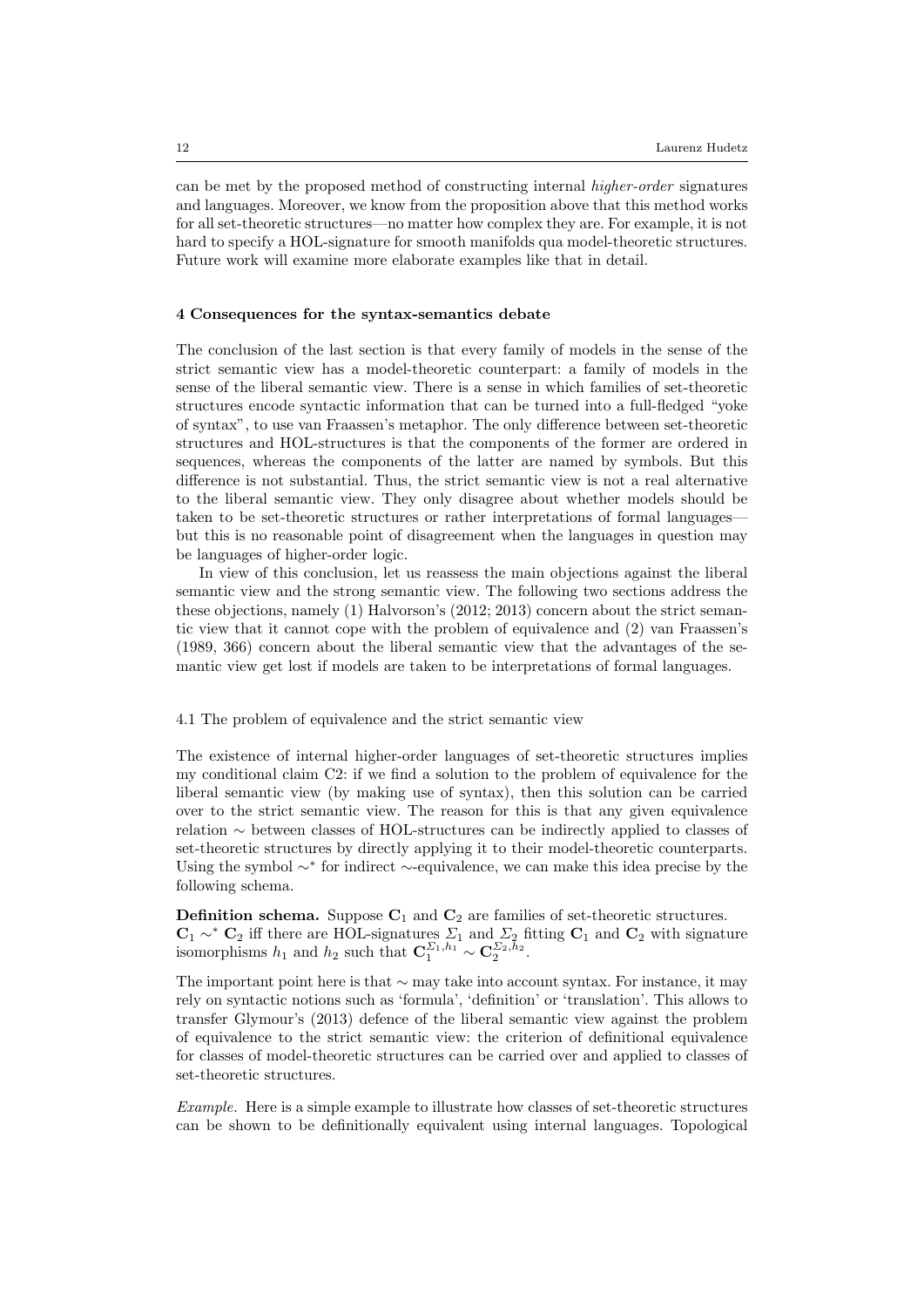can be met by the proposed method of constructing internal *higher-order* signatures and languages. Moreover, we know from the proposition above that this method works for all set-theoretic structures—no matter how complex they are. For example, it is not hard to specify a HOL-signature for smooth manifolds qua model-theoretic structures. Future work will examine more elaborate examples like that in detail.

## 4 Consequences for the syntax-semantics debate

The conclusion of the last section is that every family of models in the sense of the strict semantic view has a model-theoretic counterpart: a family of models in the sense of the liberal semantic view. There is a sense in which families of set-theoretic structures encode syntactic information that can be turned into a full-fledged "yoke of syntax", to use van Fraassen's metaphor. The only difference between set-theoretic structures and HOL-structures is that the components of the former are ordered in sequences, whereas the components of the latter are named by symbols. But this difference is not substantial. Thus, the strict semantic view is not a real alternative to the liberal semantic view. They only disagree about whether models should be taken to be set-theoretic structures or rather interpretations of formal languages—but this is no reasonable point of disagreement when the languages in question may be languages of higher-order logic.

In view of this conclusion, let us reassess the main objections against the liberal semantic view and the strong semantic view. The following two sections address the these objections, namely (1) Halvorson's (2012; 2013) concern about the strict semantic view that it cannot cope with the problem of equivalence and (2) van Fraassen's (1989, 366) concern about the liberal semantic view that the advantages of the semantic view get lost if models are taken to be interpretations of formal languages.

### 4.1 The problem of equivalence and the strict semantic view

The existence of internal higher-order languages of set-theoretic structures implies my conditional claim C2: if we find a solution to the problem of equivalence for the liberal semantic view (by making use of syntax), then this solution can be carried over to the strict semantic view. The reason for this is that any given equivalence relation $\sim$ between classes of HOL-structures can be indirectly applied to classes of set-theoretic structures by directly applying it to their model-theoretic counterparts. Using the symbol $\sim^*$ for indirect $\sim$-equivalence, we can make this idea precise by the following schema.

**Definition schema.** Suppose $\mathbf{C}_1$ and $\mathbf{C}_2$ are families of set-theoretic structures. $\mathbf{C}_1 \sim^* \mathbf{C}_2$ iff there are HOL-signatures $\Sigma_1$ and $\Sigma_2$ fitting $\mathbf{C}_1$ and $\mathbf{C}_2$ with signature isomorphisms $h_1$ and $h_2$ such that $\mathbf{C}_1^{\Sigma_1,h_1} \sim \mathbf{C}_2^{\Sigma_2,h_2}$.

The important point here is that $\sim$ may take into account syntax. For instance, it may rely on syntactic notions such as 'formula', 'definition' or 'translation'. This allows to transfer Glymour's (2013) defence of the liberal semantic view against the problem of equivalence to the strict semantic view: the criterion of definitional equivalence for classes of model-theoretic structures can be carried over and applied to classes of set-theoretic structures.

*Example.* Here is a simple example to illustrate how classes of set-theoretic structures can be shown to be definitionally equivalent using internal languages. Topological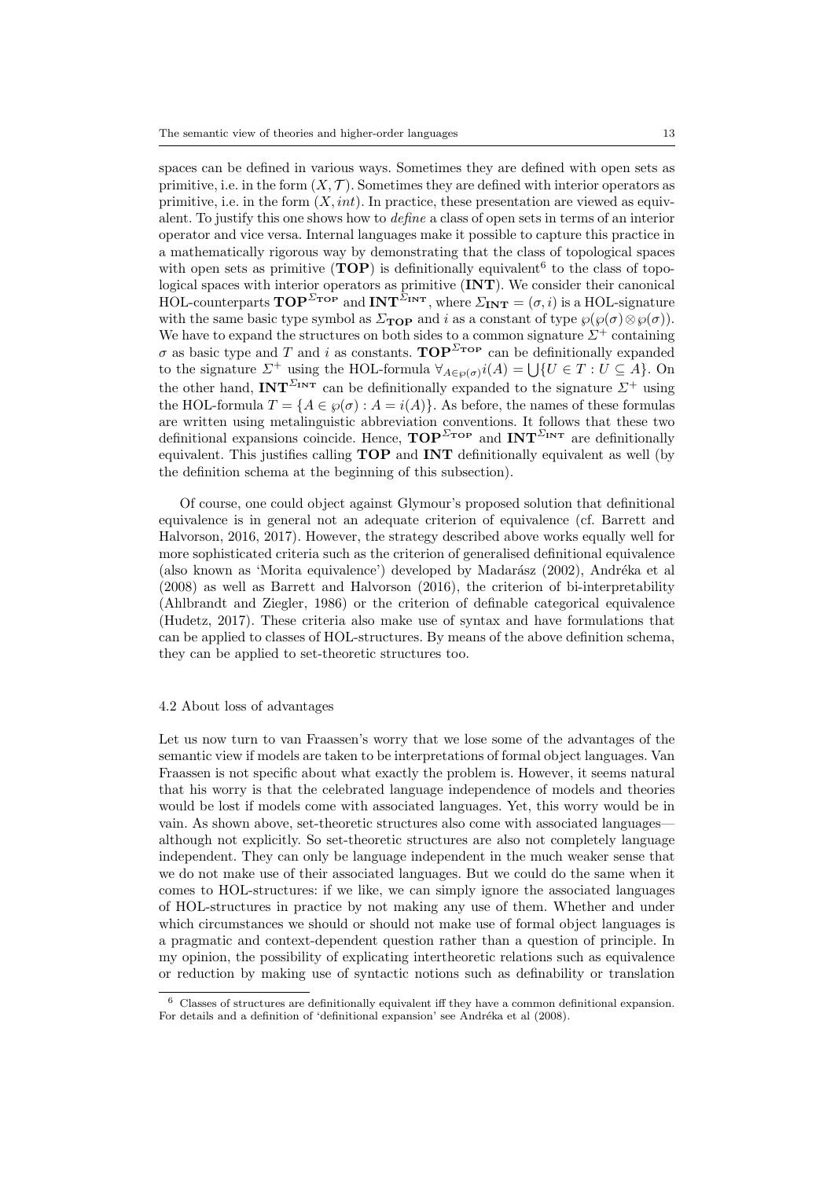spaces can be defined in various ways. Sometimes they are defined with open sets as primitive, i.e. in the form $(X, \mathcal{T})$. Sometimes they are defined with interior operators as primitive, i.e. in the form $(X, int)$. In practice, these presentation are viewed as equivalent. To justify this one shows how to *define* a class of open sets in terms of an interior operator and vice versa. Internal languages make it possible to capture this practice in a mathematically rigorous way by demonstrating that the class of topological spaces with open sets as primitive (**TOP**) is definitionally equivalent[6] to the class of topological spaces with interior operators as primitive (**INT**). We consider their canonical HOL-counterparts $\mathbf{TOP}^{\Sigma_{\mathbf{TOP}}}$ and $\mathbf{INT}^{\Sigma_{\mathbf{INT}}}$, where $\Sigma_{\mathbf{INT}} = (\sigma, i)$ is a HOL-signature with the same basic type symbol as $\Sigma_{\mathbf{TOP}}$ and $i$ as a constant of type $\wp(\wp(\sigma) \otimes \wp(\sigma))$. We have to expand the structures on both sides to a common signature $\Sigma^+$ containing $\sigma$ as basic type and $T$ and $i$ as constants. $\mathbf{TOP}^{\Sigma_{\mathbf{TOP}}}$ can be definitionally expanded to the signature $\Sigma^+$ using the HOL-formula $\forall_{A \in \wp(\sigma)} i(A) = \bigcup\{U \in T : U \subseteq A\}$. On the other hand, $\mathbf{INT}^{\Sigma_{\mathbf{INT}}}$ can be definitionally expanded to the signature $\Sigma^+$ using the HOL-formula $T = \{A \in \wp(\sigma) : A = i(A)\}$. As before, the names of these formulas are written using metalinguistic abbreviation conventions. It follows that these two definitional expansions coincide. Hence, $\mathbf{TOP}^{\Sigma_{\mathbf{TOP}}}$ and $\mathbf{INT}^{\Sigma_{\mathbf{INT}}}$ are definitionally equivalent. This justifies calling **TOP** and **INT** definitionally equivalent as well (by the definition schema at the beginning of this subsection).

Of course, one could object against Glymour's proposed solution that definitional equivalence is in general not an adequate criterion of equivalence (cf. Barrett and Halvorson, 2016, 2017). However, the strategy described above works equally well for more sophisticated criteria such as the criterion of generalised definitional equivalence (also known as 'Morita equivalence') developed by Madarász (2002), Andréka et al (2008) as well as Barrett and Halvorson (2016), the criterion of bi-interpretability (Ahlbrandt and Ziegler, 1986) or the criterion of definable categorical equivalence (Hudetz, 2017). These criteria also make use of syntax and have formulations that can be applied to classes of HOL-structures. By means of the above definition schema, they can be applied to set-theoretic structures too.

### 4.2 About loss of advantages

Let us now turn to van Fraassen's worry that we lose some of the advantages of the semantic view if models are taken to be interpretations of formal object languages. Van Fraassen is not specific about what exactly the problem is. However, it seems natural that his worry is that the celebrated language independence of models and theories would be lost if models come with associated languages. Yet, this worry would be in vain. As shown above, set-theoretic structures also come with associated languages—although not explicitly. So set-theoretic structures are also not completely language independent. They can only be language independent in the much weaker sense that we do not make use of their associated languages. But we could do the same when it comes to HOL-structures: if we like, we can simply ignore the associated languages of HOL-structures in practice by not making any use of them. Whether and under which circumstances we should or should not make use of formal object languages is a pragmatic and context-dependent question rather than a question of principle. In my opinion, the possibility of explicating intertheoretic relations such as equivalence or reduction by making use of syntactic notions such as definability or translation

[6] Classes of structures are definitionally equivalent iff they have a common definitional expansion. For details and a definition of 'definitional expansion' see Andréka et al (2008).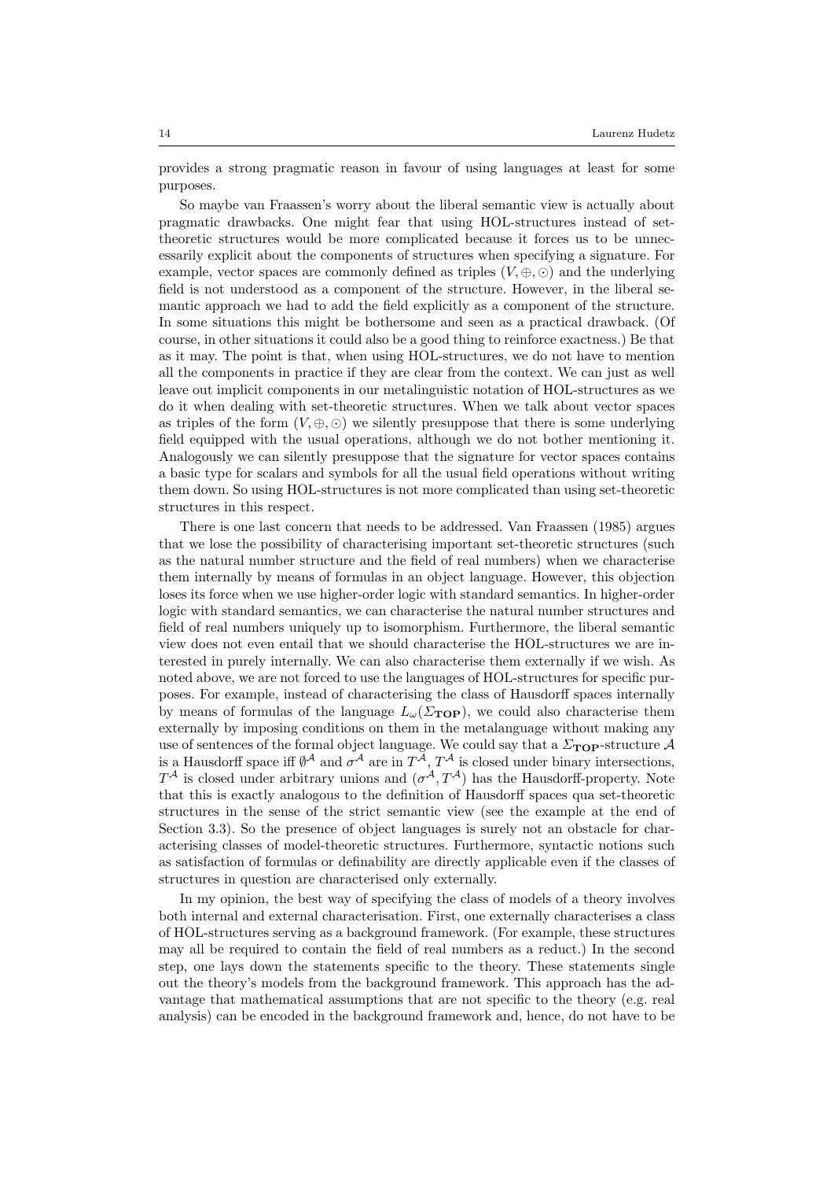provides a strong pragmatic reason in favour of using languages at least for some purposes.

So maybe van Fraassen's worry about the liberal semantic view is actually about pragmatic drawbacks. One might fear that using HOL-structures instead of set-theoretic structures would be more complicated because it forces us to be unnecessarily explicit about the components of structures when specifying a signature. For example, vector spaces are commonly defined as triples $(V, \oplus, \odot)$ and the underlying field is not understood as a component of the structure. However, in the liberal semantic approach we had to add the field explicitly as a component of the structure. In some situations this might be bothersome and seen as a practical drawback. (Of course, in other situations it could also be a good thing to reinforce exactness.) Be that as it may. The point is that, when using HOL-structures, we do not have to mention all the components in practice if they are clear from the context. We can just as well leave out implicit components in our metalinguistic notation of HOL-structures as we do it when dealing with set-theoretic structures. When we talk about vector spaces as triples of the form $(V, \oplus, \odot)$ we silently presuppose that there is some underlying field equipped with the usual operations, although we do not bother mentioning it. Analogously we can silently presuppose that the signature for vector spaces contains a basic type for scalars and symbols for all the usual field operations without writing them down. So using HOL-structures is not more complicated than using set-theoretic structures in this respect.

There is one last concern that needs to be addressed. Van Fraassen (1985) argues that we lose the possibility of characterising important set-theoretic structures (such as the natural number structure and the field of real numbers) when we characterise them internally by means of formulas in an object language. However, this objection loses its force when we use higher-order logic with standard semantics. In higher-order logic with standard semantics, we can characterise the natural number structures and field of real numbers uniquely up to isomorphism. Furthermore, the liberal semantic view does not even entail that we should characterise the HOL-structures we are interested in purely internally. We can also characterise them externally if we wish. As noted above, we are not forced to use the languages of HOL-structures for specific purposes. For example, instead of characterising the class of Hausdorff spaces internally by means of formulas of the language $L_\omega(\Sigma_{\mathbf{TOP}})$, we could also characterise them externally by imposing conditions on them in the metalanguage without making any use of sentences of the formal object language. We could say that a $\Sigma_{\mathbf{TOP}}$-structure $\mathcal{A}$ is a Hausdorff space iff $\emptyset^{\mathcal{A}}$ and $\sigma^{\mathcal{A}}$ are in $T^{\mathcal{A}}$, $T^{\mathcal{A}}$ is closed under binary intersections, $T^{\mathcal{A}}$ is closed under arbitrary unions and $(\sigma^{\mathcal{A}}, T^{\mathcal{A}})$ has the Hausdorff-property. Note that this is exactly analogous to the definition of Hausdorff spaces qua set-theoretic structures in the sense of the strict semantic view (see the example at the end of Section 3.3). So the presence of object languages is surely not an obstacle for characterising classes of model-theoretic structures. Furthermore, syntactic notions such as satisfaction of formulas or definability are directly applicable even if the classes of structures in question are characterised only externally.

In my opinion, the best way of specifying the class of models of a theory involves both internal and external characterisation. First, one externally characterises a class of HOL-structures serving as a background framework. (For example, these structures may all be required to contain the field of real numbers as a reduct.) In the second step, one lays down the statements specific to the theory. These statements single out the theory's models from the background framework. This approach has the advantage that mathematical assumptions that are not specific to the theory (e.g. real analysis) can be encoded in the background framework and, hence, do not have to be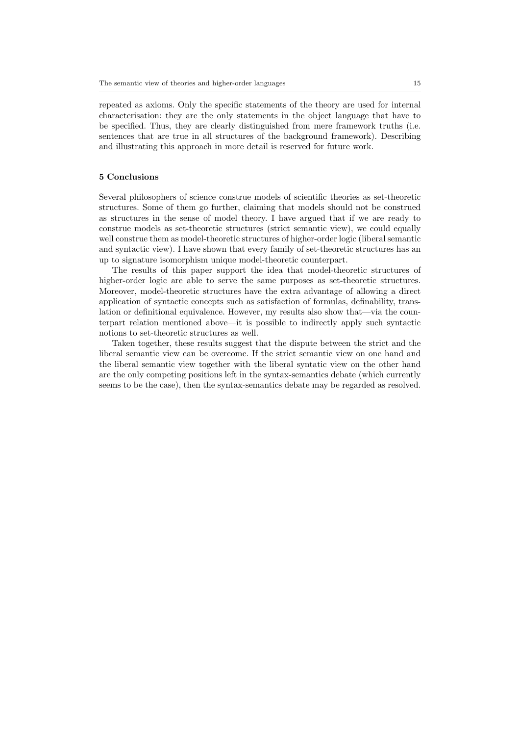repeated as axioms. Only the specific statements of the theory are used for internal characterisation: they are the only statements in the object language that have to be specified. Thus, they are clearly distinguished from mere framework truths (i.e. sentences that are true in all structures of the background framework). Describing and illustrating this approach in more detail is reserved for future work.

## 5 Conclusions

Several philosophers of science construe models of scientific theories as set-theoretic structures. Some of them go further, claiming that models should not be construed as structures in the sense of model theory. I have argued that if we are ready to construe models as set-theoretic structures (strict semantic view), we could equally well construe them as model-theoretic structures of higher-order logic (liberal semantic and syntactic view). I have shown that every family of set-theoretic structures has an up to signature isomorphism unique model-theoretic counterpart.

The results of this paper support the idea that model-theoretic structures of higher-order logic are able to serve the same purposes as set-theoretic structures. Moreover, model-theoretic structures have the extra advantage of allowing a direct application of syntactic concepts such as satisfaction of formulas, definability, translation or definitional equivalence. However, my results also show that—via the counterpart relation mentioned above—it is possible to indirectly apply such syntactic notions to set-theoretic structures as well.

Taken together, these results suggest that the dispute between the strict and the liberal semantic view can be overcome. If the strict semantic view on one hand and the liberal semantic view together with the liberal syntatic view on the other hand are the only competing positions left in the syntax-semantics debate (which currently seems to be the case), then the syntax-semantics debate may be regarded as resolved.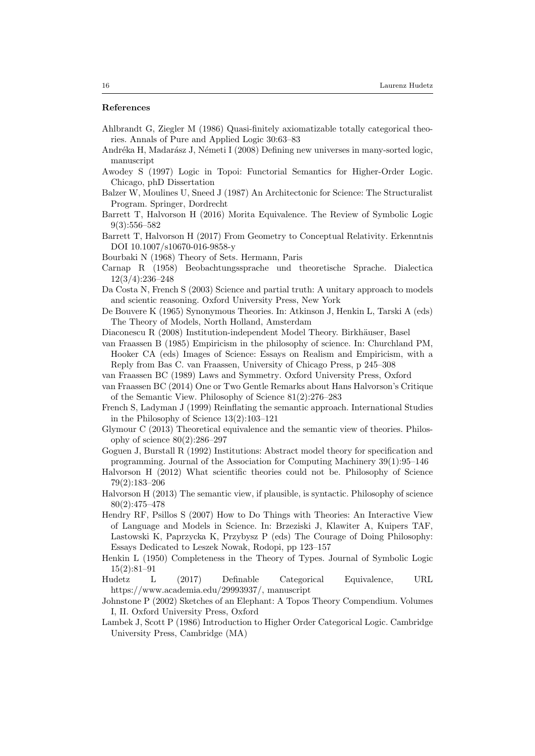#### References

Ahlbrandt G, Ziegler M (1986) Quasi-finitely axiomatizable totally categorical theories. Annals of Pure and Applied Logic 30:63–83

Andréka H, Madarász J, Németi I (2008) Defining new universes in many-sorted logic, manuscript

Awodey S (1997) Logic in Topoi: Functorial Semantics for Higher-Order Logic. Chicago, phD Dissertation

Balzer W, Moulines U, Sneed J (1987) An Architectonic for Science: The Structuralist Program. Springer, Dordrecht

Barrett T, Halvorson H (2016) Morita Equivalence. The Review of Symbolic Logic 9(3):556–582

Barrett T, Halvorson H (2017) From Geometry to Conceptual Relativity. Erkenntnis DOI 10.1007/s10670-016-9858-y

Bourbaki N (1968) Theory of Sets. Hermann, Paris

Carnap R (1958) Beobachtungssprache und theoretische Sprache. Dialectica 12(3/4):236–248

Da Costa N, French S (2003) Science and partial truth: A unitary approach to models and scientic reasoning. Oxford University Press, New York

De Bouvere K (1965) Synonymous Theories. In: Atkinson J, Henkin L, Tarski A (eds) The Theory of Models, North Holland, Amsterdam

Diaconescu R (2008) Institution-independent Model Theory. Birkhäuser, Basel

van Fraassen B (1985) Empiricism in the philosophy of science. In: Churchland PM, Hooker CA (eds) Images of Science: Essays on Realism and Empiricism, with a Reply from Bas C. van Fraassen, University of Chicago Press, p 245–308

van Fraassen BC (1989) Laws and Symmetry. Oxford University Press, Oxford

van Fraassen BC (2014) One or Two Gentle Remarks about Hans Halvorson's Critique of the Semantic View. Philosophy of Science 81(2):276–283

French S, Ladyman J (1999) Reinflating the semantic approach. International Studies in the Philosophy of Science 13(2):103–121

Glymour C (2013) Theoretical equivalence and the semantic view of theories. Philosophy of science 80(2):286–297

Goguen J, Burstall R (1992) Institutions: Abstract model theory for specification and programming. Journal of the Association for Computing Machinery 39(1):95–146

Halvorson H (2012) What scientific theories could not be. Philosophy of Science 79(2):183–206

Halvorson H (2013) The semantic view, if plausible, is syntactic. Philosophy of science 80(2):475–478

Hendry RF, Psillos S (2007) How to Do Things with Theories: An Interactive View of Language and Models in Science. In: Brzeziski J, Klawiter A, Kuipers TAF, Lastowski K, Paprzycka K, Przybysz P (eds) The Courage of Doing Philosophy: Essays Dedicated to Leszek Nowak, Rodopi, pp 123–157

Henkin L (1950) Completeness in the Theory of Types. Journal of Symbolic Logic 15(2):81–91

Hudetz L (2017) Definable Categorical Equivalence, URL https://www.academia.edu/29993937/, manuscript

Johnstone P (2002) Sketches of an Elephant: A Topos Theory Compendium. Volumes I, II. Oxford University Press, Oxford

Lambek J, Scott P (1986) Introduction to Higher Order Categorical Logic. Cambridge University Press, Cambridge (MA)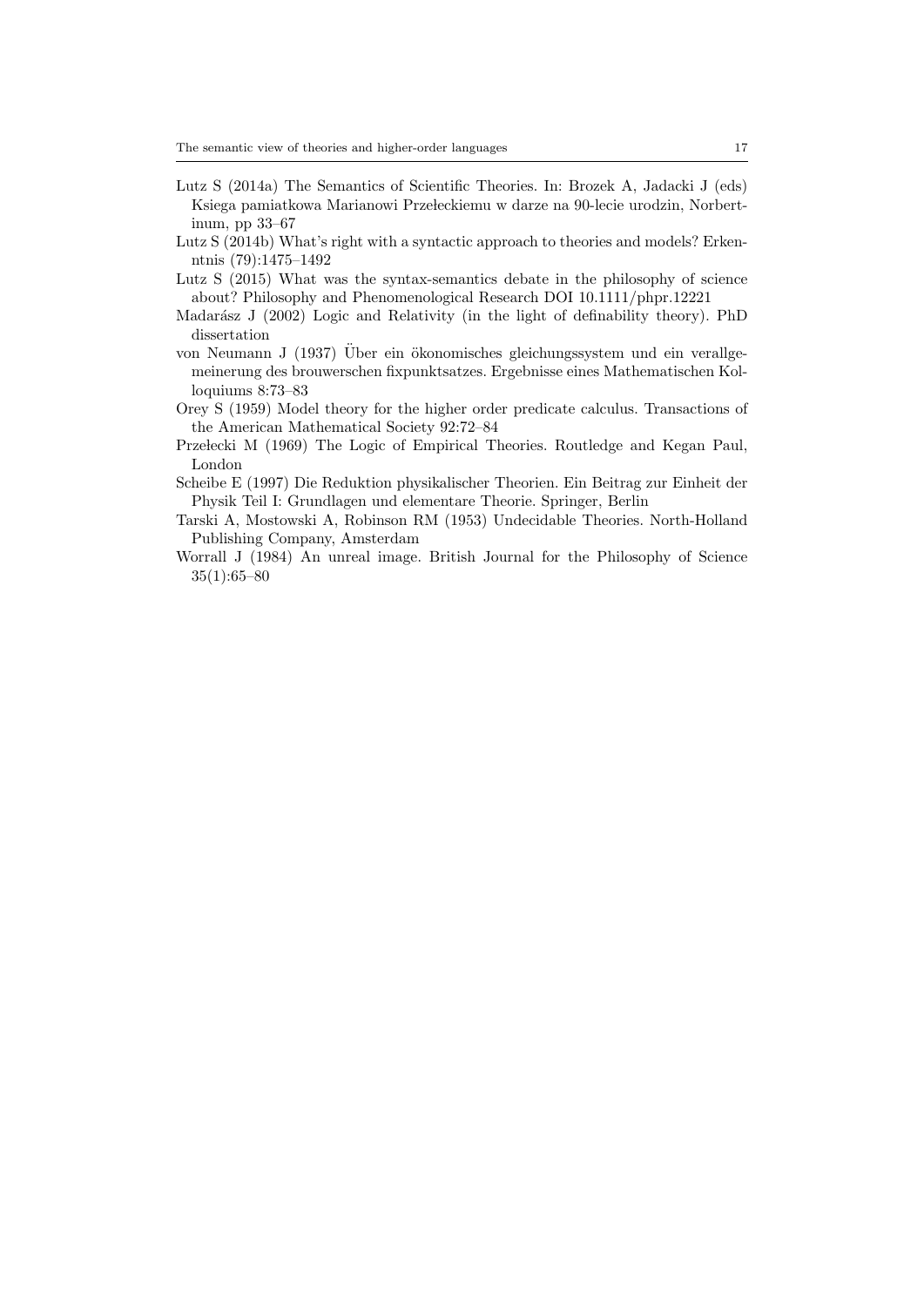Lutz S (2014a) The Semantics of Scientific Theories. In: Brozek A, Jadacki J (eds) Ksiega pamiatkowa Marianowi Przełeckiemu w darze na 90-lecie urodzin, Norbertinum, pp 33–67

Lutz S (2014b) What's right with a syntactic approach to theories and models? Erkenntnis (79):1475–1492

Lutz S (2015) What was the syntax-semantics debate in the philosophy of science about? Philosophy and Phenomenological Research DOI 10.1111/phpr.12221

Madarász J (2002) Logic and Relativity (in the light of definability theory). PhD dissertation

von Neumann J (1937) Über ein ökonomisches gleichungssystem und ein verallgemeinerung des brouwerschen fixpunktsatzes. Ergebnisse eines Mathematischen Kolloquiums 8:73–83

Orey S (1959) Model theory for the higher order predicate calculus. Transactions of the American Mathematical Society 92:72–84

Przełecki M (1969) The Logic of Empirical Theories. Routledge and Kegan Paul, London

Scheibe E (1997) Die Reduktion physikalischer Theorien. Ein Beitrag zur Einheit der Physik Teil I: Grundlagen und elementare Theorie. Springer, Berlin

Tarski A, Mostowski A, Robinson RM (1953) Undecidable Theories. North-Holland Publishing Company, Amsterdam

Worrall J (1984) An unreal image. British Journal for the Philosophy of Science 35(1):65–80